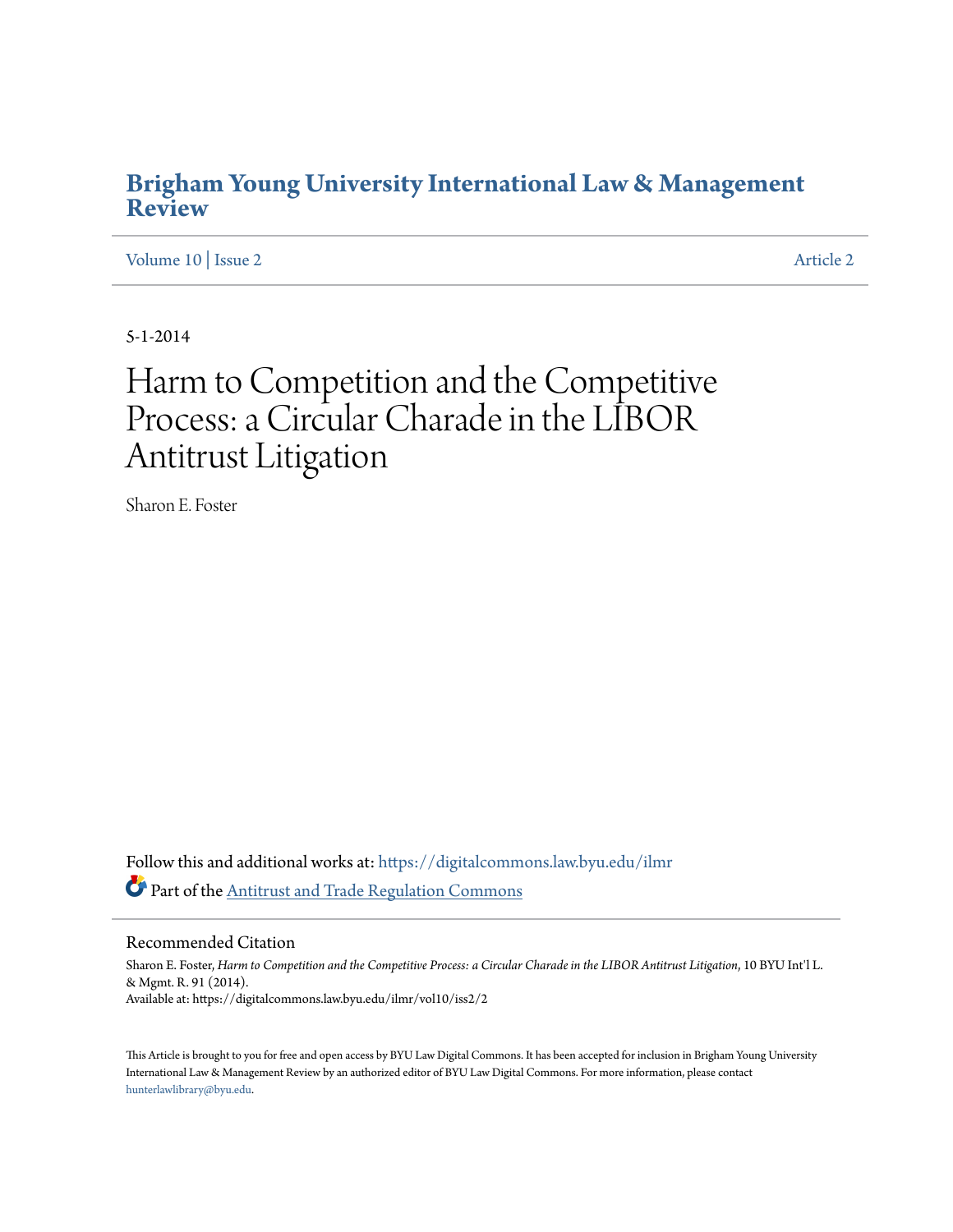# Brigham Young University International Law & Management Review

Volume 10 | Issue 2 Article 2

5-1-2014

# Harm to Competition and the Competitive Process: a Circular Charade in the LIBOR Antitrust Litigation

Sharon E. Foster

Follow this and additional works at: https://digitalcommons.law.byu.edu/ilmr

Part of the Antitrust and Trade Regulation Commons

## Recommended Citation

Sharon E. Foster, *Harm to Competition and the Competitive Process: a Circular Charade in the LIBOR Antitrust Litigation*, 10 BYU Int'l L. & Mgmt. R. 91 (2014).
Available at: https://digitalcommons.law.byu.edu/ilmr/vol10/iss2/2

This Article is brought to you for free and open access by BYU Law Digital Commons. It has been accepted for inclusion in Brigham Young University International Law & Management Review by an authorized editor of BYU Law Digital Commons. For more information, please contact hunterlawlibrary@byu.edu.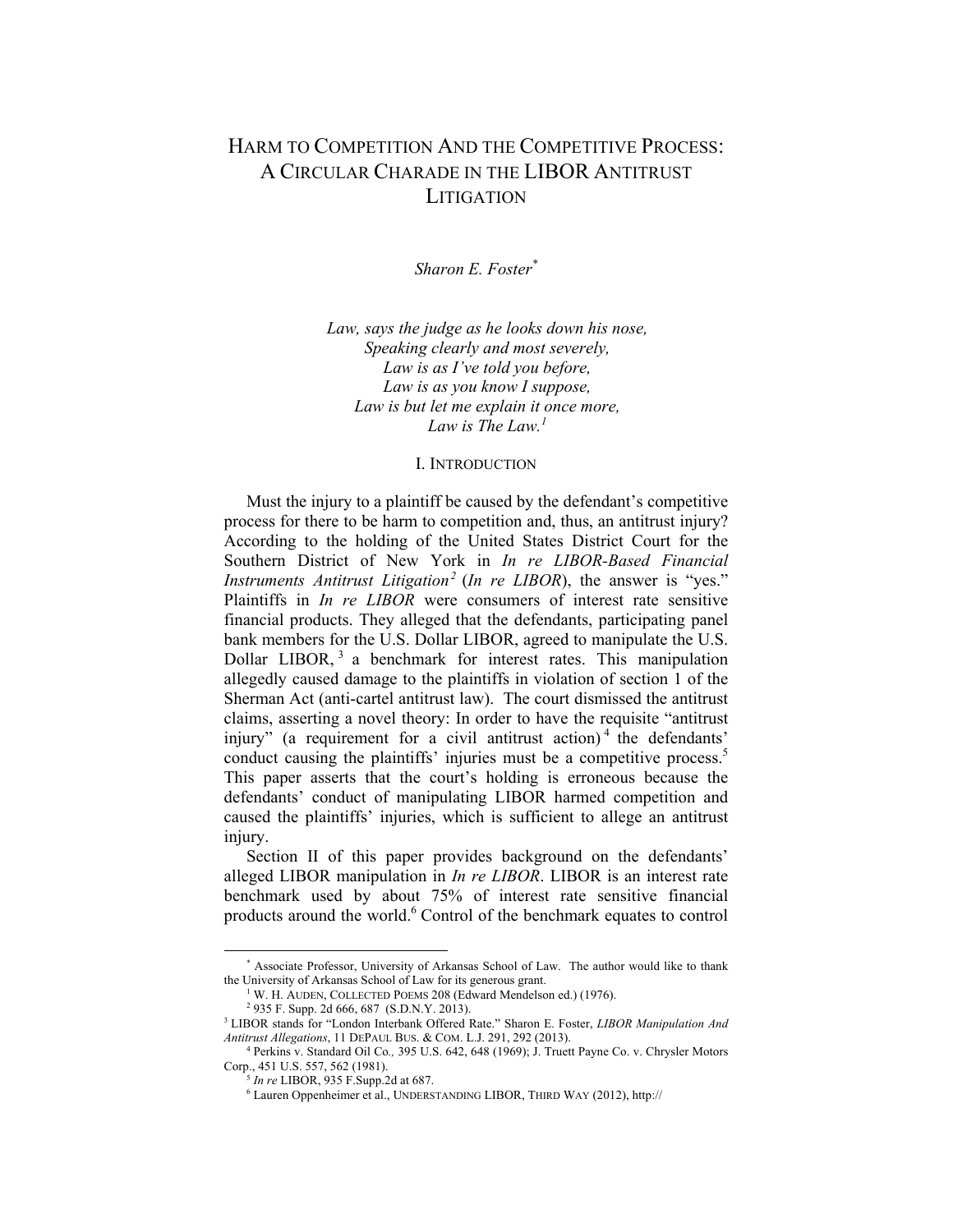# HARM TO COMPETITION AND THE COMPETITIVE PROCESS: A CIRCULAR CHARADE IN THE LIBOR ANTITRUST LITIGATION

*Sharon E. Foster*[*]

*Law, says the judge as he looks down his nose,*
*Speaking clearly and most severely,*
*Law is as I've told you before,*
*Law is as you know I suppose,*
*Law is but let me explain it once more,*
*Law is The Law.*[1]

## I. INTRODUCTION

Must the injury to a plaintiff be caused by the defendant's competitive process for there to be harm to competition and, thus, an antitrust injury? According to the holding of the United States District Court for the Southern District of New York in *In re LIBOR-Based Financial Instruments Antitrust Litigation*[2] (*In re LIBOR*), the answer is "yes." Plaintiffs in *In re LIBOR* were consumers of interest rate sensitive financial products. They alleged that the defendants, participating panel bank members for the U.S. Dollar LIBOR, agreed to manipulate the U.S. Dollar LIBOR,[3] a benchmark for interest rates. This manipulation allegedly caused damage to the plaintiffs in violation of section 1 of the Sherman Act (anti-cartel antitrust law). The court dismissed the antitrust claims, asserting a novel theory: In order to have the requisite "antitrust injury" (a requirement for a civil antitrust action)[4] the defendants' conduct causing the plaintiffs' injuries must be a competitive process.[5] This paper asserts that the court's holding is erroneous because the defendants' conduct of manipulating LIBOR harmed competition and caused the plaintiffs' injuries, which is sufficient to allege an antitrust injury.

Section II of this paper provides background on the defendants' alleged LIBOR manipulation in *In re LIBOR*. LIBOR is an interest rate benchmark used by about 75% of interest rate sensitive financial products around the world.[6] Control of the benchmark equates to control

---

[*] Associate Professor, University of Arkansas School of Law. The author would like to thank the University of Arkansas School of Law for its generous grant.

[1] W. H. AUDEN, COLLECTED POEMS 208 (Edward Mendelson ed.) (1976).

[2] 935 F. Supp. 2d 666, 687 (S.D.N.Y. 2013).

[3] LIBOR stands for "London Interbank Offered Rate." Sharon E. Foster, *LIBOR Manipulation And Antitrust Allegations*, 11 DEPAUL BUS. & COM. L.J. 291, 292 (2013).

[4] Perkins v. Standard Oil Co*.,* 395 U.S. 642, 648 (1969); J. Truett Payne Co. v. Chrysler Motors Corp., 451 U.S. 557, 562 (1981).

[5] *In re* LIBOR, 935 F.Supp.2d at 687.

[6] Lauren Oppenheimer et al., UNDERSTANDING LIBOR, THIRD WAY (2012), http://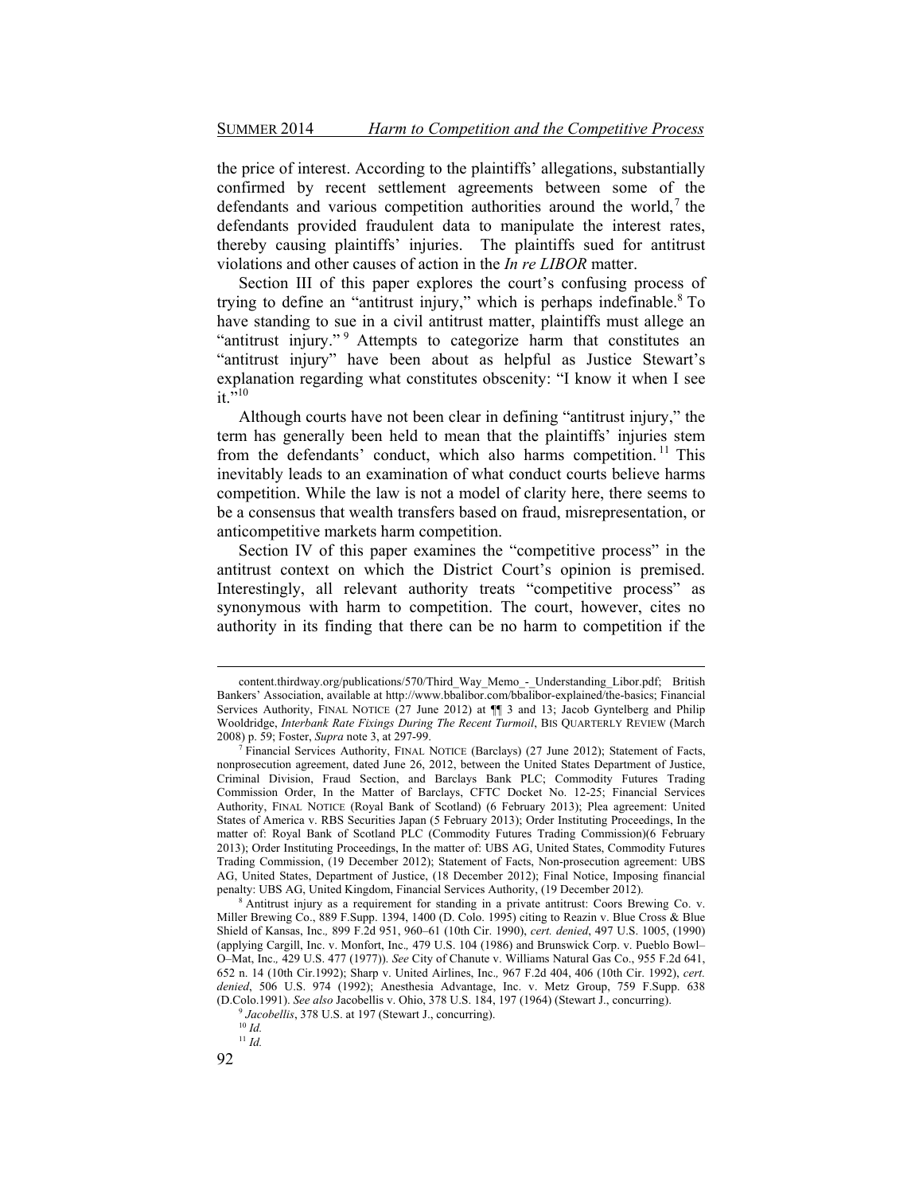the price of interest. According to the plaintiffs' allegations, substantially confirmed by recent settlement agreements between some of the defendants and various competition authorities around the world,[7] the defendants provided fraudulent data to manipulate the interest rates, thereby causing plaintiffs' injuries. The plaintiffs sued for antitrust violations and other causes of action in the *In re LIBOR* matter.

Section III of this paper explores the court's confusing process of trying to define an "antitrust injury," which is perhaps indefinable.[8] To have standing to sue in a civil antitrust matter, plaintiffs must allege an "antitrust injury."[9] Attempts to categorize harm that constitutes an "antitrust injury" have been about as helpful as Justice Stewart's explanation regarding what constitutes obscenity: "I know it when I see it."[10]

Although courts have not been clear in defining "antitrust injury," the term has generally been held to mean that the plaintiffs' injuries stem from the defendants' conduct, which also harms competition.[11] This inevitably leads to an examination of what conduct courts believe harms competition. While the law is not a model of clarity here, there seems to be a consensus that wealth transfers based on fraud, misrepresentation, or anticompetitive markets harm competition.

Section IV of this paper examines the "competitive process" in the antitrust context on which the District Court's opinion is premised. Interestingly, all relevant authority treats "competitive process" as synonymous with harm to competition. The court, however, cites no authority in its finding that there can be no harm to competition if the

---

content.thirdway.org/publications/570/Third_Way_Memo_-_Understanding_Libor.pdf; British Bankers' Association, available at http://www.bbalibor.com/bbalibor-explained/the-basics; Financial Services Authority, FINAL NOTICE (27 June 2012) at ¶¶ 3 and 13; Jacob Gyntelberg and Philip Wooldridge, *Interbank Rate Fixings During The Recent Turmoil*, BIS QUARTERLY REVIEW (March 2008) p. 59; Foster, *Supra* note 3, at 297-99.

[7] Financial Services Authority, FINAL NOTICE (Barclays) (27 June 2012); Statement of Facts, nonprosecution agreement, dated June 26, 2012, between the United States Department of Justice, Criminal Division, Fraud Section, and Barclays Bank PLC; Commodity Futures Trading Commission Order, In the Matter of Barclays, CFTC Docket No. 12-25; Financial Services Authority, FINAL NOTICE (Royal Bank of Scotland) (6 February 2013); Plea agreement: United States of America v. RBS Securities Japan (5 February 2013); Order Instituting Proceedings, In the matter of: Royal Bank of Scotland PLC (Commodity Futures Trading Commission)(6 February 2013); Order Instituting Proceedings, In the matter of: UBS AG, United States, Commodity Futures Trading Commission, (19 December 2012); Statement of Facts, Non-prosecution agreement: UBS AG, United States, Department of Justice, (18 December 2012); Final Notice, Imposing financial penalty: UBS AG, United Kingdom, Financial Services Authority, (19 December 2012).

[8] Antitrust injury as a requirement for standing in a private antitrust: Coors Brewing Co. v. Miller Brewing Co., 889 F.Supp. 1394, 1400 (D. Colo. 1995) citing to Reazin v. Blue Cross & Blue Shield of Kansas, Inc., 899 F.2d 951, 960–61 (10th Cir. 1990), *cert. denied*, 497 U.S. 1005, (1990) (applying Cargill, Inc. v. Monfort, Inc., 479 U.S. 104 (1986) and Brunswick Corp. v. Pueblo Bowl–O–Mat, Inc., 429 U.S. 477 (1977)). *See* City of Chanute v. Williams Natural Gas Co., 955 F.2d 641, 652 n. 14 (10th Cir.1992); Sharp v. United Airlines, Inc., 967 F.2d 404, 406 (10th Cir. 1992), *cert. denied*, 506 U.S. 974 (1992); Anesthesia Advantage, Inc. v. Metz Group, 759 F.Supp. 638 (D.Colo.1991). *See also* Jacobellis v. Ohio, 378 U.S. 184, 197 (1964) (Stewart J., concurring).

[9] *Jacobellis*, 378 U.S. at 197 (Stewart J., concurring).

[10] *Id.*

[11] *Id.*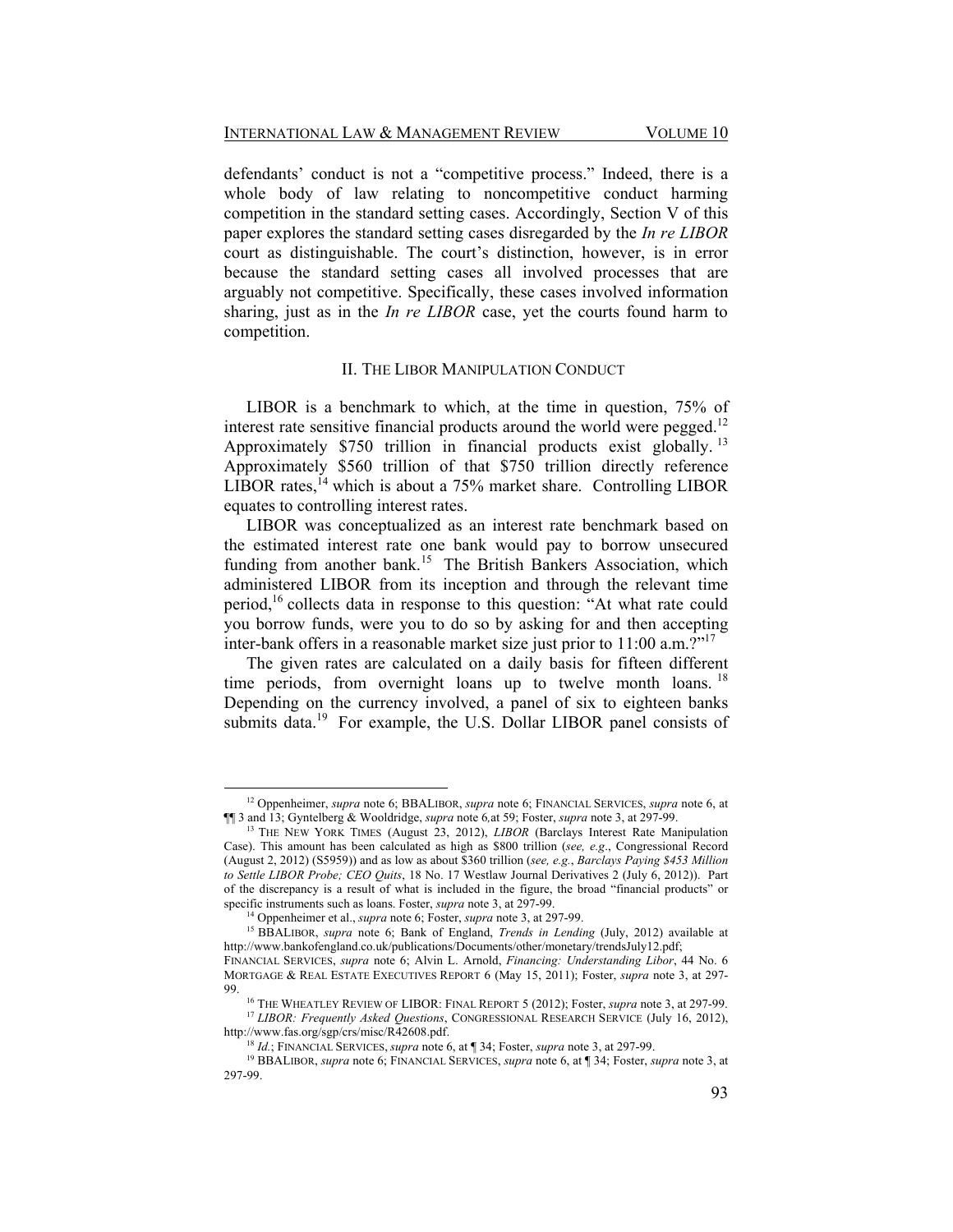defendants' conduct is not a "competitive process." Indeed, there is a whole body of law relating to noncompetitive conduct harming competition in the standard setting cases. Accordingly, Section V of this paper explores the standard setting cases disregarded by the *In re LIBOR* court as distinguishable. The court's distinction, however, is in error because the standard setting cases all involved processes that are arguably not competitive. Specifically, these cases involved information sharing, just as in the *In re LIBOR* case, yet the courts found harm to competition.

## II. The LIBOR Manipulation Conduct

LIBOR is a benchmark to which, at the time in question, 75% of interest rate sensitive financial products around the world were pegged.[12] Approximately $750 trillion in financial products exist globally.[13] Approximately $560 trillion of that $750 trillion directly reference LIBOR rates,[14] which is about a 75% market share. Controlling LIBOR equates to controlling interest rates.

LIBOR was conceptualized as an interest rate benchmark based on the estimated interest rate one bank would pay to borrow unsecured funding from another bank.[15] The British Bankers Association, which administered LIBOR from its inception and through the relevant time period,[16] collects data in response to this question: "At what rate could you borrow funds, were you to do so by asking for and then accepting inter-bank offers in a reasonable market size just prior to 11:00 a.m.?"[17]

The given rates are calculated on a daily basis for fifteen different time periods, from overnight loans up to twelve month loans.[18] Depending on the currency involved, a panel of six to eighteen banks submits data.[19] For example, the U.S. Dollar LIBOR panel consists of

---

[12] Oppenheimer, *supra* note 6; BBALIBOR, *supra* note 6; FINANCIAL SERVICES, *supra* note 6, at ¶¶ 3 and 13; Gyntelberg & Wooldridge, *supra* note 6, at 59; Foster, *supra* note 3, at 297-99.

[13] THE NEW YORK TIMES (August 23, 2012), *LIBOR* (Barclays Interest Rate Manipulation Case). This amount has been calculated as high as $800 trillion (*see, e.g*., Congressional Record (August 2, 2012) (S5959)) and as low as about $360 trillion (*see, e.g.*, *Barclays Paying $453 Million to Settle LIBOR Probe; CEO Quits*, 18 No. 17 Westlaw Journal Derivatives 2 (July 6, 2012)). Part of the discrepancy is a result of what is included in the figure, the broad "financial products" or specific instruments such as loans. Foster, *supra* note 3, at 297-99.

[14] Oppenheimer et al., *supra* note 6; Foster, *supra* note 3, at 297-99.

[15] BBALIBOR, *supra* note 6; Bank of England, *Trends in Lending* (July, 2012) available at http://www.bankofengland.co.uk/publications/Documents/other/monetary/trendsJuly12.pdf; FINANCIAL SERVICES, *supra* note 6; Alvin L. Arnold, *Financing: Understanding Libor*, 44 No. 6 MORTGAGE & REAL ESTATE EXECUTIVES REPORT 6 (May 15, 2011); Foster, *supra* note 3, at 297-99.

[16] THE WHEATLEY REVIEW OF LIBOR: FINAL REPORT 5 (2012); Foster, *supra* note 3, at 297-99.

[17] *LIBOR: Frequently Asked Questions*, CONGRESSIONAL RESEARCH SERVICE (July 16, 2012), http://www.fas.org/sgp/crs/misc/R42608.pdf.

[18] *Id.*; FINANCIAL SERVICES, *supra* note 6, at ¶ 34; Foster, *supra* note 3, at 297-99.

[19] BBALIBOR, *supra* note 6; FINANCIAL SERVICES, *supra* note 6, at ¶ 34; Foster, *supra* note 3, at 297-99.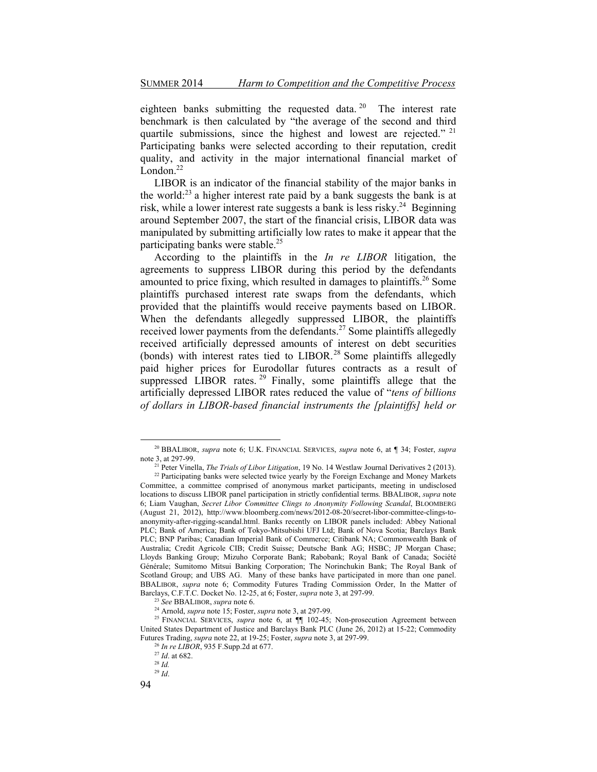eighteen banks submitting the requested data.[20] The interest rate benchmark is then calculated by "the average of the second and third quartile submissions, since the highest and lowest are rejected."[21] Participating banks were selected according to their reputation, credit quality, and activity in the major international financial market of London.[22]

LIBOR is an indicator of the financial stability of the major banks in the world:[23] a higher interest rate paid by a bank suggests the bank is at risk, while a lower interest rate suggests a bank is less risky.[24] Beginning around September 2007, the start of the financial crisis, LIBOR data was manipulated by submitting artificially low rates to make it appear that the participating banks were stable.[25]

According to the plaintiffs in the *In re LIBOR* litigation, the agreements to suppress LIBOR during this period by the defendants amounted to price fixing, which resulted in damages to plaintiffs.[26] Some plaintiffs purchased interest rate swaps from the defendants, which provided that the plaintiffs would receive payments based on LIBOR. When the defendants allegedly suppressed LIBOR, the plaintiffs received lower payments from the defendants.[27] Some plaintiffs allegedly received artificially depressed amounts of interest on debt securities (bonds) with interest rates tied to LIBOR.[28] Some plaintiffs allegedly paid higher prices for Eurodollar futures contracts as a result of suppressed LIBOR rates.[29] Finally, some plaintiffs allege that the artificially depressed LIBOR rates reduced the value of "*tens of billions of dollars in LIBOR-based financial instruments the [plaintiffs] held or*

---

[20] BBALIBOR, *supra* note 6; U.K. FINANCIAL SERVICES, *supra* note 6, at ¶ 34; Foster, *supra* note 3, at 297-99.

[21] Peter Vinella, *The Trials of Libor Litigation*, 19 No. 14 Westlaw Journal Derivatives 2 (2013).

[22] Participating banks were selected twice yearly by the Foreign Exchange and Money Markets Committee, a committee comprised of anonymous market participants, meeting in undisclosed locations to discuss LIBOR panel participation in strictly confidential terms. BBALIBOR, *supra* note 6; Liam Vaughan, *Secret Libor Committee Clings to Anonymity Following Scandal*, BLOOMBERG (August 21, 2012), http://www.bloomberg.com/news/2012-08-20/secret-libor-committee-clings-to-anonymity-after-rigging-scandal.html. Banks recently on LIBOR panels included: Abbey National PLC; Bank of America; Bank of Tokyo-Mitsubishi UFJ Ltd; Bank of Nova Scotia; Barclays Bank PLC; BNP Paribas; Canadian Imperial Bank of Commerce; Citibank NA; Commonwealth Bank of Australia; Credit Agricole CIB; Credit Suisse; Deutsche Bank AG; HSBC; JP Morgan Chase; Lloyds Banking Group; Mizuho Corporate Bank; Rabobank; Royal Bank of Canada; Société Générale; Sumitomo Mitsui Banking Corporation; The Norinchukin Bank; The Royal Bank of Scotland Group; and UBS AG. Many of these banks have participated in more than one panel. BBALIBOR, *supra* note 6; Commodity Futures Trading Commission Order, In the Matter of Barclays, C.F.T.C. Docket No. 12-25, at 6; Foster, *supra* note 3, at 297-99.

[23] *See* BBALIBOR, *supra* note 6.

[24] Arnold, *supra* note 15; Foster, *supra* note 3, at 297-99.

[25] FINANCIAL SERVICES, *supra* note 6, at ¶¶ 102-45; Non-prosecution Agreement between United States Department of Justice and Barclays Bank PLC (June 26, 2012) at 15-22; Commodity Futures Trading, *supra* note 22, at 19-25; Foster, *supra* note 3, at 297-99.

[26] *In re LIBOR*, 935 F.Supp.2d at 677.

[27] *Id*. at 682.

[28] *Id.*

[29] *Id*.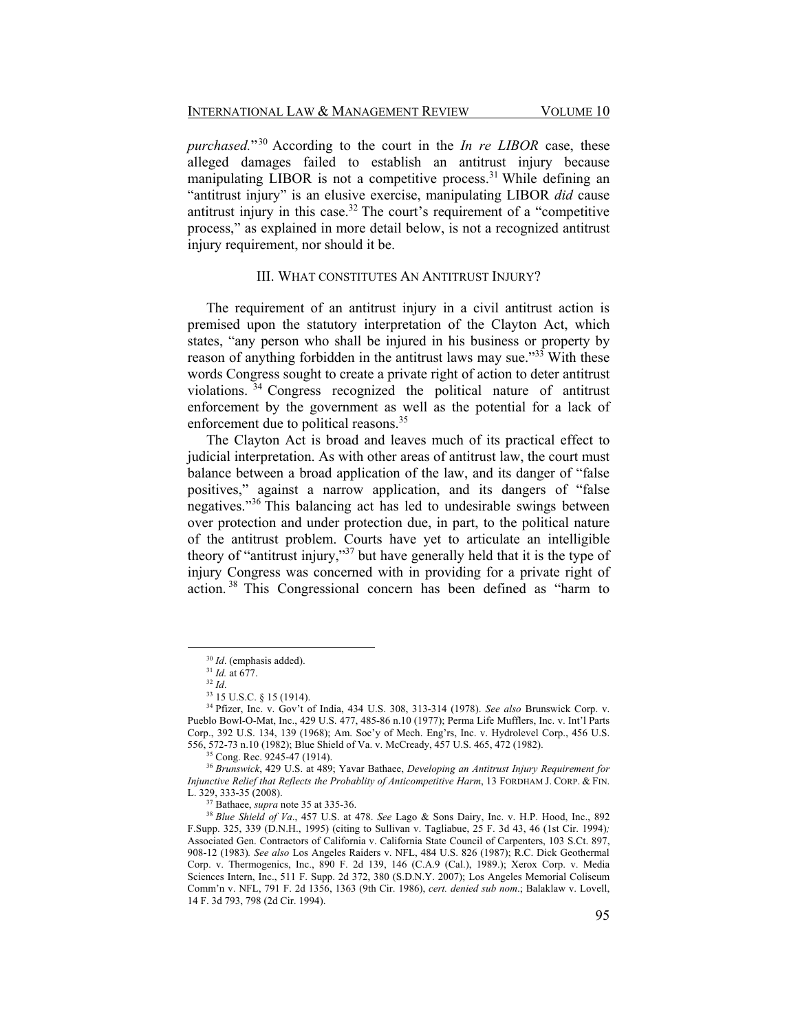*purchased*."[30] According to the court in the *In re LIBOR* case, these alleged damages failed to establish an antitrust injury because manipulating LIBOR is not a competitive process.[31] While defining an "antitrust injury" is an elusive exercise, manipulating LIBOR *did* cause antitrust injury in this case.[32] The court's requirement of a "competitive process," as explained in more detail below, is not a recognized antitrust injury requirement, nor should it be.

## III. WHAT CONSTITUTES AN ANTITRUST INJURY?

The requirement of an antitrust injury in a civil antitrust action is premised upon the statutory interpretation of the Clayton Act, which states, "any person who shall be injured in his business or property by reason of anything forbidden in the antitrust laws may sue."[33] With these words Congress sought to create a private right of action to deter antitrust violations.[34] Congress recognized the political nature of antitrust enforcement by the government as well as the potential for a lack of enforcement due to political reasons.[35]

The Clayton Act is broad and leaves much of its practical effect to judicial interpretation. As with other areas of antitrust law, the court must balance between a broad application of the law, and its danger of "false positives," against a narrow application, and its dangers of "false negatives."[36] This balancing act has led to undesirable swings between over protection and under protection due, in part, to the political nature of the antitrust problem. Courts have yet to articulate an intelligible theory of "antitrust injury,"[37] but have generally held that it is the type of injury Congress was concerned with in providing for a private right of action.[38] This Congressional concern has been defined as "harm to

---

[30] *Id*. (emphasis added).

[31] *Id.* at 677.

[32] *Id*.

[33] 15 U.S.C. § 15 (1914).

[34] Pfizer, Inc. v. Gov't of India, 434 U.S. 308, 313-314 (1978). *See also* Brunswick Corp. v. Pueblo Bowl-O-Mat, Inc., 429 U.S. 477, 485-86 n.10 (1977); Perma Life Mufflers, Inc. v. Int'l Parts Corp., 392 U.S. 134, 139 (1968); Am. Soc'y of Mech. Eng'rs, Inc. v. Hydrolevel Corp., 456 U.S. 556, 572-73 n.10 (1982); Blue Shield of Va. v. McCready, 457 U.S. 465, 472 (1982).

[35] Cong. Rec. 9245-47 (1914).

[36] *Brunswick*, 429 U.S. at 489; Yavar Bathaee, *Developing an Antitrust Injury Requirement for Injunctive Relief that Reflects the Probablity of Anticompetitive Harm*, 13 FORDHAM J. CORP. & FIN. L. 329, 333-35 (2008).

[37] Bathaee, *supra* note 35 at 335-36.

[38] *Blue Shield of Va*., 457 U.S. at 478. *See* Lago & Sons Dairy, Inc. v. H.P. Hood, Inc., 892 F.Supp. 325, 339 (D.N.H., 1995) (citing to Sullivan v. Tagliabue, 25 F. 3d 43, 46 (1st Cir. 1994)*;* Associated Gen. Contractors of California v. California State Council of Carpenters, 103 S.Ct. 897, 908-12 (1983)*. See also* Los Angeles Raiders v. NFL, 484 U.S. 826 (1987); R.C. Dick Geothermal Corp. v. Thermogenics, Inc., 890 F. 2d 139, 146 (C.A.9 (Cal.), 1989.); Xerox Corp. v. Media Sciences Intern, Inc., 511 F. Supp. 2d 372, 380 (S.D.N.Y. 2007); Los Angeles Memorial Coliseum Comm'n v. NFL, 791 F. 2d 1356, 1363 (9th Cir. 1986), *cert. denied sub nom*.; Balaklaw v. Lovell, 14 F. 3d 793, 798 (2d Cir. 1994).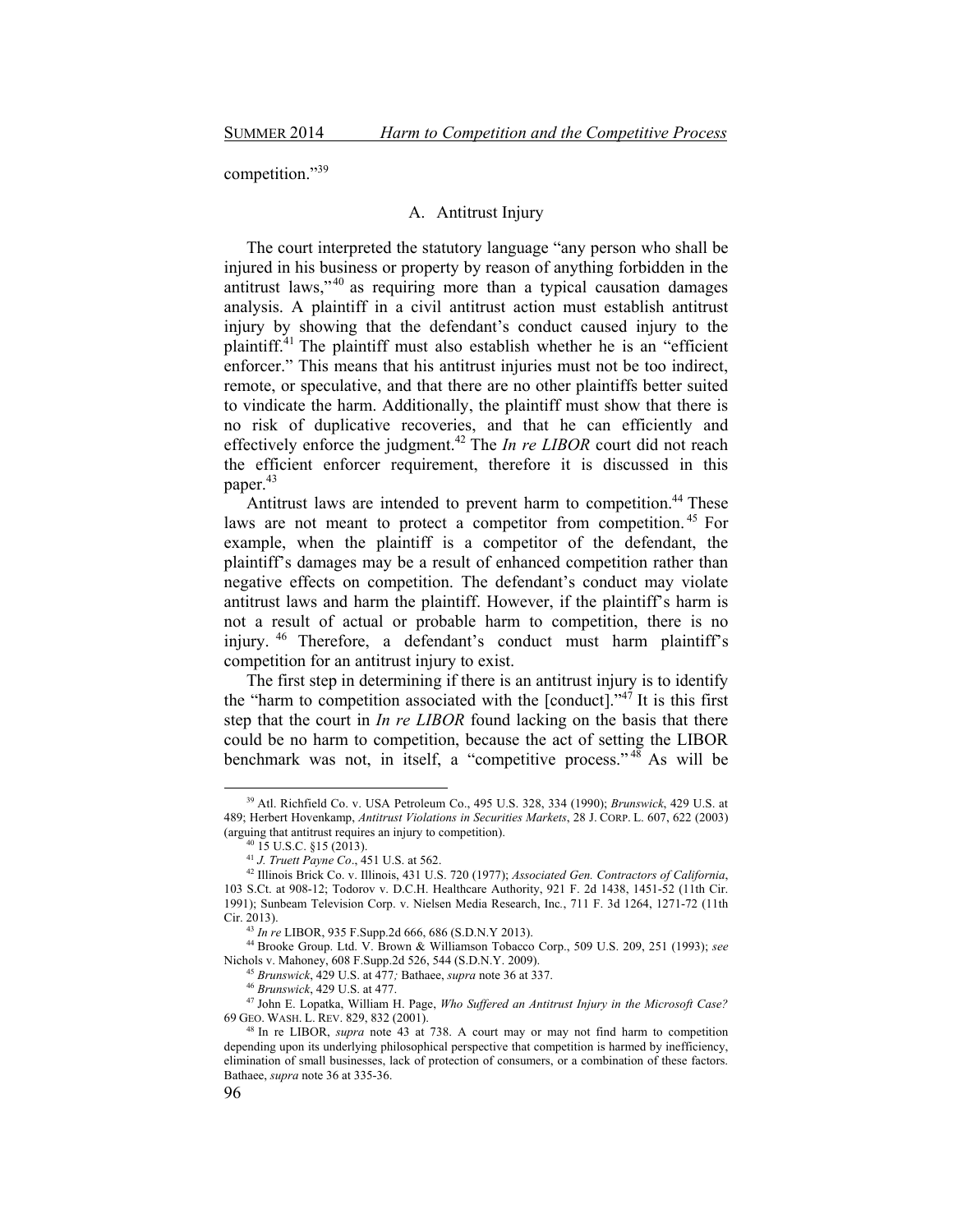competition."[39]

## A. Antitrust Injury

The court interpreted the statutory language "any person who shall be injured in his business or property by reason of anything forbidden in the antitrust laws,"[40] as requiring more than a typical causation damages analysis. A plaintiff in a civil antitrust action must establish antitrust injury by showing that the defendant's conduct caused injury to the plaintiff.[41] The plaintiff must also establish whether he is an "efficient enforcer." This means that his antitrust injuries must not be too indirect, remote, or speculative, and that there are no other plaintiffs better suited to vindicate the harm. Additionally, the plaintiff must show that there is no risk of duplicative recoveries, and that he can efficiently and effectively enforce the judgment.[42] The *In re LIBOR* court did not reach the efficient enforcer requirement, therefore it is discussed in this paper.[43]

Antitrust laws are intended to prevent harm to competition.[44] These laws are not meant to protect a competitor from competition.[45] For example, when the plaintiff is a competitor of the defendant, the plaintiff's damages may be a result of enhanced competition rather than negative effects on competition. The defendant's conduct may violate antitrust laws and harm the plaintiff. However, if the plaintiff's harm is not a result of actual or probable harm to competition, there is no injury.[46] Therefore, a defendant's conduct must harm plaintiff's competition for an antitrust injury to exist.

The first step in determining if there is an antitrust injury is to identify the "harm to competition associated with the [conduct]."[47] It is this first step that the court in *In re LIBOR* found lacking on the basis that there could be no harm to competition, because the act of setting the LIBOR benchmark was not, in itself, a "competitive process."[48] As will be

---

[39] Atl. Richfield Co. v. USA Petroleum Co., 495 U.S. 328, 334 (1990); *Brunswick*, 429 U.S. at 489; Herbert Hovenkamp, *Antitrust Violations in Securities Markets*, 28 J. CORP. L. 607, 622 (2003) (arguing that antitrust requires an injury to competition).

[40] 15 U.S.C. §15 (2013).

[41] *J. Truett Payne Co*., 451 U.S. at 562.

[42] Illinois Brick Co. v. Illinois, 431 U.S. 720 (1977); *Associated Gen. Contractors of California*, 103 S.Ct. at 908-12; Todorov v. D.C.H. Healthcare Authority, 921 F. 2d 1438, 1451-52 (11th Cir. 1991); Sunbeam Television Corp. v. Nielsen Media Research, Inc*.*, 711 F. 3d 1264, 1271-72 (11th Cir. 2013).

[43] *In re* LIBOR, 935 F.Supp.2d 666, 686 (S.D.N.Y 2013).

[44] Brooke Group. Ltd. V. Brown & Williamson Tobacco Corp., 509 U.S. 209, 251 (1993); *see* Nichols v. Mahoney, 608 F.Supp.2d 526, 544 (S.D.N.Y. 2009).

[45] *Brunswick*, 429 U.S. at 477*;* Bathaee, *supra* note 36 at 337.

[46] *Brunswick*, 429 U.S. at 477.

[47] John E. Lopatka, William H. Page, *Who Suffered an Antitrust Injury in the Microsoft Case?* 69 GEO. WASH. L. REV. 829, 832 (2001).

[48] In re LIBOR, *supra* note 43 at 738. A court may or may not find harm to competition depending upon its underlying philosophical perspective that competition is harmed by inefficiency, elimination of small businesses, lack of protection of consumers, or a combination of these factors. Bathaee, *supra* note 36 at 335-36.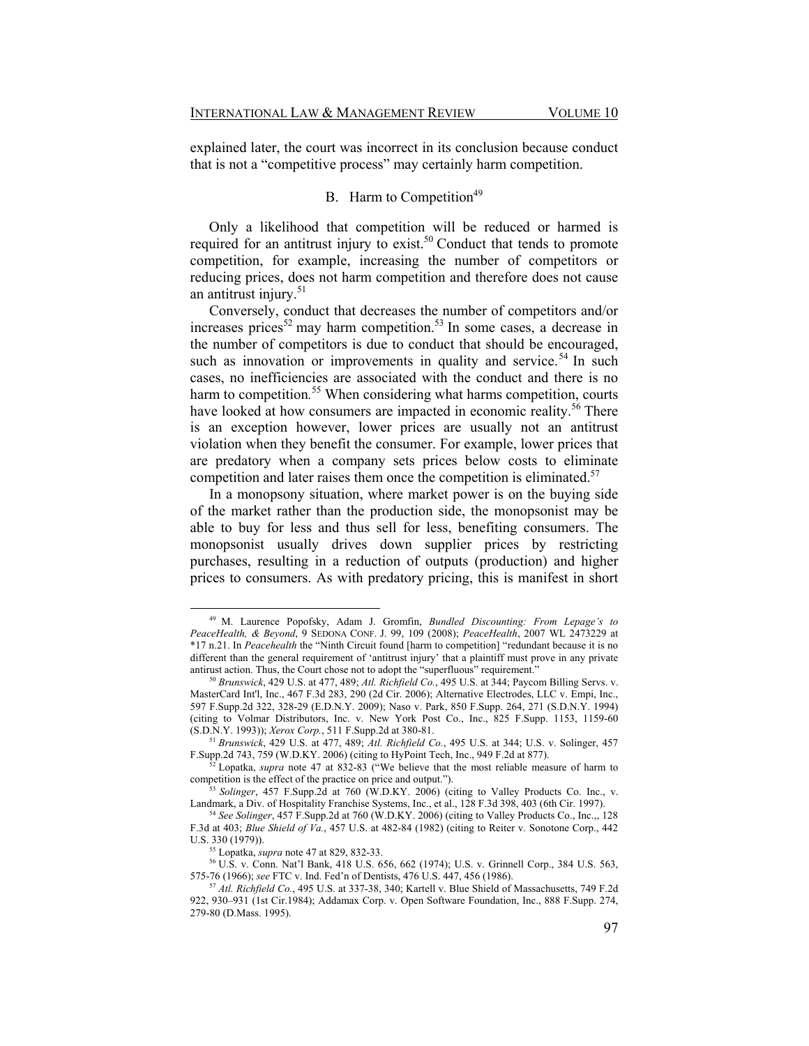explained later, the court was incorrect in its conclusion because conduct that is not a "competitive process" may certainly harm competition.

## B. Harm to Competition[49]

Only a likelihood that competition will be reduced or harmed is required for an antitrust injury to exist.[50] Conduct that tends to promote competition, for example, increasing the number of competitors or reducing prices, does not harm competition and therefore does not cause an antitrust injury.[51]

Conversely, conduct that decreases the number of competitors and/or increases prices[52] may harm competition.[53] In some cases, a decrease in the number of competitors is due to conduct that should be encouraged, such as innovation or improvements in quality and service.[54] In such cases, no inefficiencies are associated with the conduct and there is no harm to competition.[55] When considering what harms competition, courts have looked at how consumers are impacted in economic reality.[56] There is an exception however, lower prices are usually not an antitrust violation when they benefit the consumer. For example, lower prices that are predatory when a company sets prices below costs to eliminate competition and later raises them once the competition is eliminated.[57]

In a monopsony situation, where market power is on the buying side of the market rather than the production side, the monopsonist may be able to buy for less and thus sell for less, benefiting consumers. The monopsonist usually drives down supplier prices by restricting purchases, resulting in a reduction of outputs (production) and higher prices to consumers. As with predatory pricing, this is manifest in short

---

[49] M. Laurence Popofsky, Adam J. Gromfin, *Bundled Discounting: From Lepage's to PeaceHealth, & Beyond*, 9 SEDONA CONF. J. 99, 109 (2008); *PeaceHealth*, 2007 WL 2473229 at *17 n.21. In *Peacehealth* the "Ninth Circuit found [harm to competition] "redundant because it is no different than the general requirement of 'antitrust injury' that a plaintiff must prove in any private antitrust action. Thus, the Court chose not to adopt the "superfluous" requirement."

[50] *Brunswick*, 429 U.S. at 477, 489; *Atl. Richfield Co.*, 495 U.S. at 344; Paycom Billing Servs. v. MasterCard Int'l, Inc., 467 F.3d 283, 290 (2d Cir. 2006); Alternative Electrodes, LLC v. Empi, Inc., 597 F.Supp.2d 322, 328-29 (E.D.N.Y. 2009); Naso v. Park, 850 F.Supp. 264, 271 (S.D.N.Y. 1994) (citing to Volmar Distributors, Inc. v. New York Post Co., Inc., 825 F.Supp. 1153, 1159-60 (S.D.N.Y. 1993)); *Xerox Corp.*, 511 F.Supp.2d at 380-81.

[51] *Brunswick*, 429 U.S. at 477, 489; *Atl. Richfield Co.*, 495 U.S. at 344; U.S. v. Solinger, 457 F.Supp.2d 743, 759 (W.D.KY. 2006) (citing to HyPoint Tech, Inc., 949 F.2d at 877).

[52] Lopatka, *supra* note 47 at 832-83 ("We believe that the most reliable measure of harm to competition is the effect of the practice on price and output.").

[53] *Solinger*, 457 F.Supp.2d at 760 (W.D.KY. 2006) (citing to Valley Products Co. Inc., v. Landmark, a Div. of Hospitality Franchise Systems, Inc., et al., 128 F.3d 398, 403 (6th Cir. 1997).

[54] *See Solinger*, 457 F.Supp.2d at 760 (W.D.KY. 2006) (citing to Valley Products Co., Inc.,, 128 F.3d at 403; *Blue Shield of Va.*, 457 U.S. at 482-84 (1982) (citing to Reiter v. Sonotone Corp., 442 U.S. 330 (1979)).

[55] Lopatka, *supra* note 47 at 829, 832-33.

[56] U.S. v. Conn. Nat'l Bank, 418 U.S. 656, 662 (1974); U.S. v. Grinnell Corp., 384 U.S. 563, 575-76 (1966); *see* FTC v. Ind. Fed'n of Dentists, 476 U.S. 447, 456 (1986).

[57] *Atl. Richfield Co.*, 495 U.S. at 337-38, 340; Kartell v. Blue Shield of Massachusetts, 749 F.2d 922, 930–931 (1st Cir.1984); Addamax Corp. v. Open Software Foundation, Inc., 888 F.Supp. 274, 279-80 (D.Mass. 1995).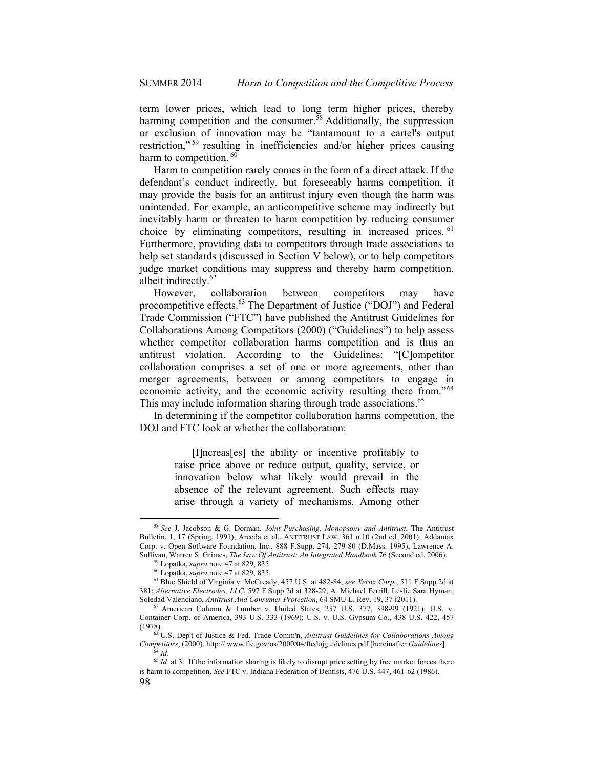term lower prices, which lead to long term higher prices, thereby harming competition and the consumer.[58] Additionally, the suppression or exclusion of innovation may be "tantamount to a cartel's output restriction,"[59] resulting in inefficiencies and/or higher prices causing harm to competition.[60]

Harm to competition rarely comes in the form of a direct attack. If the defendant's conduct indirectly, but foreseeably harms competition, it may provide the basis for an antitrust injury even though the harm was unintended. For example, an anticompetitive scheme may indirectly but inevitably harm or threaten to harm competition by reducing consumer choice by eliminating competitors, resulting in increased prices.[61] Furthermore, providing data to competitors through trade associations to help set standards (discussed in Section V below), or to help competitors judge market conditions may suppress and thereby harm competition, albeit indirectly.[62]

However, collaboration between competitors may have procompetitive effects.[63] The Department of Justice ("DOJ") and Federal Trade Commission ("FTC") have published the Antitrust Guidelines for Collaborations Among Competitors (2000) ("Guidelines") to help assess whether competitor collaboration harms competition and is thus an antitrust violation. According to the Guidelines: "[C]ompetitor collaboration comprises a set of one or more agreements, other than merger agreements, between or among competitors to engage in economic activity, and the economic activity resulting there from."[64] This may include information sharing through trade associations.[65]

In determining if the competitor collaboration harms competition, the DOJ and FTC look at whether the collaboration:

> [I]ncreas[es] the ability or incentive profitably to raise price above or reduce output, quality, service, or innovation below what likely would prevail in the absence of the relevant agreement. Such effects may arise through a variety of mechanisms. Among other

---

[58] *See* J. Jacobson & G. Dorman, *Joint Purchasing, Monopsony and Antitrust*, The Antitrust Bulletin, 1, 17 (Spring, 1991); Areeda et al., ANTITRUST LAW, 361 n.10 (2nd ed. 2001); Addamax Corp. v. Open Software Foundation, Inc., 888 F.Supp. 274, 279-80 (D.Mass. 1995); Lawrence A. Sullivan, Warren S. Grimes, *The Law Of Antitrust: An Integrated Handbook* 76 (Second ed. 2006).

[59] Lopatka, *supra* note 47 at 829, 835.

[60] Lopatka, *supra* note 47 at 829, 835.

[61] Blue Shield of Virginia v. McCready, 457 U.S. at 482-84; *see Xerox Corp.*, 511 F.Supp.2d at 381; *Alternative Electrodes, LLC*, 597 F.Supp.2d at 328-29; A. Michael Ferrill, Leslie Sara Hyman, Soledad Valenciano, *Antitrust And Consumer Protection*, 64 SMU L. Rev. 19, 37 (2011).

[62] American Column & Lumber v. United States, 257 U.S. 377, 398-99 (1921); U.S. v. Container Corp. of America, 393 U.S. 333 (1969); U.S. v. U.S. Gypsum Co., 438 U.S. 422, 457 (1978).

[63] U.S. Dep't of Justice & Fed. Trade Comm'n, *Antitrust Guidelines for Collaborations Among Competitors*, (2000), http:// www.ftc.gov/os/2000/04/ftcdojguidelines.pdf [hereinafter *Guidelines*].

[64] *Id.*

[65] *Id.* at 3. If the information sharing is likely to disrupt price setting by free market forces there is harm to competition. *See* FTC v. Indiana Federation of Dentists, 476 U.S. 447, 461-62 (1986).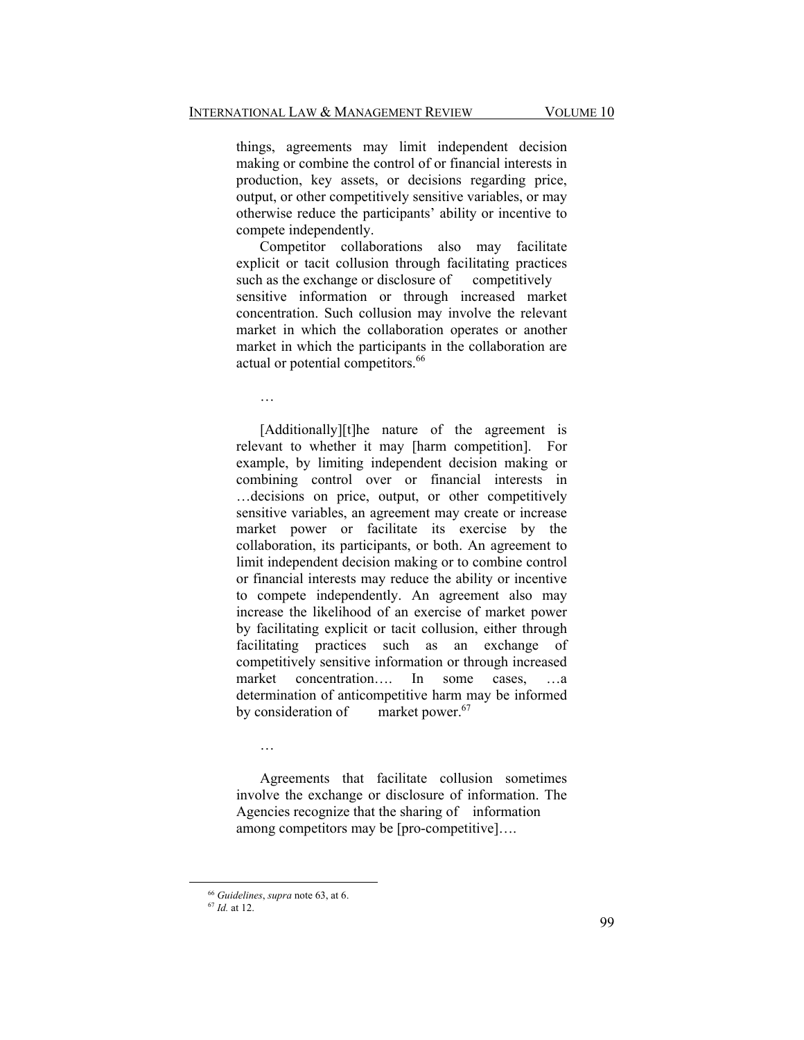things, agreements may limit independent decision making or combine the control of or financial interests in production, key assets, or decisions regarding price, output, or other competitively sensitive variables, or may otherwise reduce the participants' ability or incentive to compete independently.

Competitor collaborations also may facilitate explicit or tacit collusion through facilitating practices such as the exchange or disclosure of competitively sensitive information or through increased market concentration. Such collusion may involve the relevant market in which the collaboration operates or another market in which the participants in the collaboration are actual or potential competitors.[66]

…

[Additionally][t]he nature of the agreement is relevant to whether it may [harm competition]. For example, by limiting independent decision making or combining control over or financial interests in …decisions on price, output, or other competitively sensitive variables, an agreement may create or increase market power or facilitate its exercise by the collaboration, its participants, or both. An agreement to limit independent decision making or to combine control or financial interests may reduce the ability or incentive to compete independently. An agreement also may increase the likelihood of an exercise of market power by facilitating explicit or tacit collusion, either through facilitating practices such as an exchange of competitively sensitive information or through increased market concentration…. In some cases, …a determination of anticompetitive harm may be informed by consideration of market power.[67]

…

Agreements that facilitate collusion sometimes involve the exchange or disclosure of information. The Agencies recognize that the sharing of information among competitors may be [pro-competitive]….

---

[66] *Guidelines*, *supra* note 63, at 6.

[67] *Id.* at 12.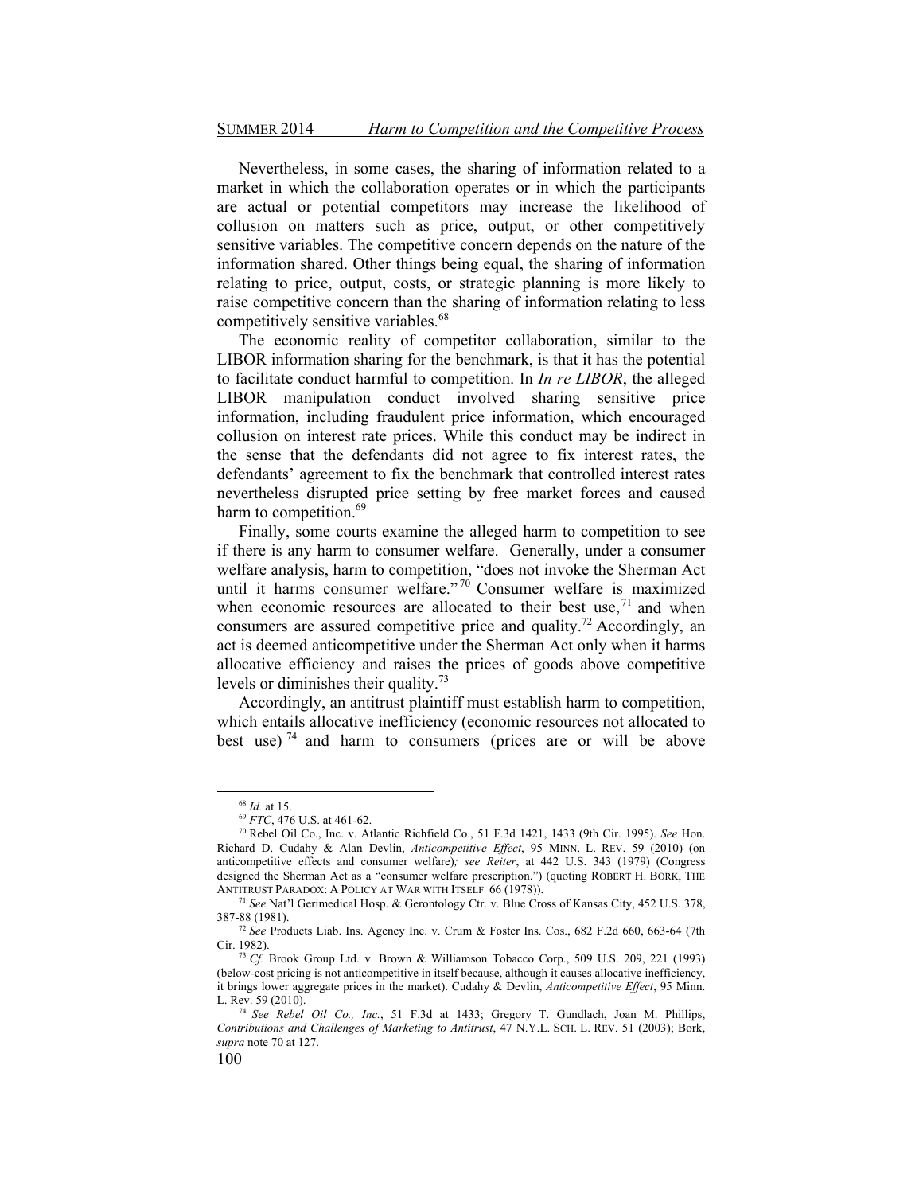Nevertheless, in some cases, the sharing of information related to a market in which the collaboration operates or in which the participants are actual or potential competitors may increase the likelihood of collusion on matters such as price, output, or other competitively sensitive variables. The competitive concern depends on the nature of the information shared. Other things being equal, the sharing of information relating to price, output, costs, or strategic planning is more likely to raise competitive concern than the sharing of information relating to less competitively sensitive variables.[68]

The economic reality of competitor collaboration, similar to the LIBOR information sharing for the benchmark, is that it has the potential to facilitate conduct harmful to competition. In *In re LIBOR*, the alleged LIBOR manipulation conduct involved sharing sensitive price information, including fraudulent price information, which encouraged collusion on interest rate prices. While this conduct may be indirect in the sense that the defendants did not agree to fix interest rates, the defendants' agreement to fix the benchmark that controlled interest rates nevertheless disrupted price setting by free market forces and caused harm to competition.[69]

Finally, some courts examine the alleged harm to competition to see if there is any harm to consumer welfare. Generally, under a consumer welfare analysis, harm to competition, "does not invoke the Sherman Act until it harms consumer welfare."[70] Consumer welfare is maximized when economic resources are allocated to their best use,[71] and when consumers are assured competitive price and quality.[72] Accordingly, an act is deemed anticompetitive under the Sherman Act only when it harms allocative efficiency and raises the prices of goods above competitive levels or diminishes their quality.[73]

Accordingly, an antitrust plaintiff must establish harm to competition, which entails allocative inefficiency (economic resources not allocated to best use)[74] and harm to consumers (prices are or will be above

---

[68] *Id.* at 15.

[69] *FTC*, 476 U.S. at 461-62.

[70] Rebel Oil Co., Inc. v. Atlantic Richfield Co., 51 F.3d 1421, 1433 (9th Cir. 1995). *See* Hon. Richard D. Cudahy & Alan Devlin, *Anticompetitive Effect*, 95 MINN. L. REV. 59 (2010) (on anticompetitive effects and consumer welfare)*; see Reiter*, at 442 U.S. 343 (1979) (Congress designed the Sherman Act as a "consumer welfare prescription.") (quoting ROBERT H. BORK, THE ANTITRUST PARADOX: A POLICY AT WAR WITH ITSELF 66 (1978)).

[71] *See* Nat'l Gerimedical Hosp. & Gerontology Ctr. v. Blue Cross of Kansas City, 452 U.S. 378, 387-88 (1981).

[72] *See* Products Liab. Ins. Agency Inc. v. Crum & Foster Ins. Cos., 682 F.2d 660, 663-64 (7th Cir. 1982).

[73] *Cf.* Brook Group Ltd. v. Brown & Williamson Tobacco Corp., 509 U.S. 209, 221 (1993) (below-cost pricing is not anticompetitive in itself because, although it causes allocative inefficiency, it brings lower aggregate prices in the market). Cudahy & Devlin, *Anticompetitive Effect*, 95 Minn. L. Rev. 59 (2010).

[74] *See Rebel Oil Co., Inc.*, 51 F.3d at 1433; Gregory T. Gundlach, Joan M. Phillips, *Contributions and Challenges of Marketing to Antitrust*, 47 N.Y.L. SCH. L. REV. 51 (2003); Bork, *supra* note 70 at 127.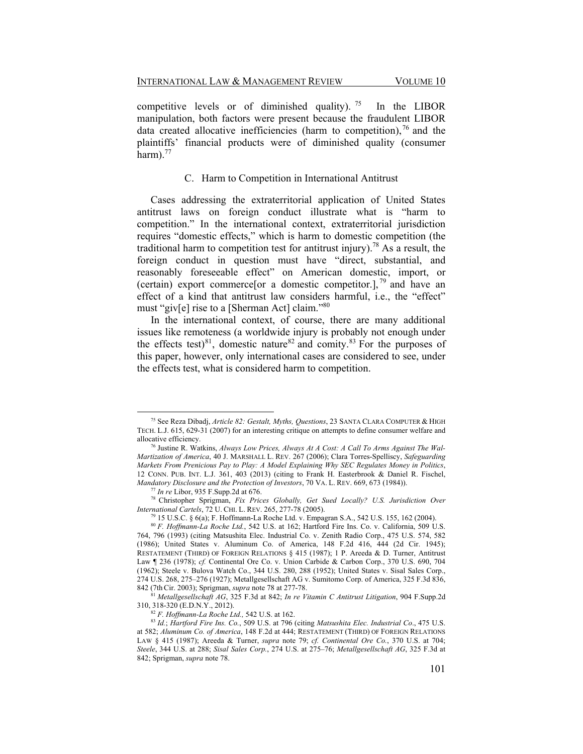competitive levels or of diminished quality).[75] In the LIBOR manipulation, both factors were present because the fraudulent LIBOR data created allocative inefficiencies (harm to competition),[76] and the plaintiffs' financial products were of diminished quality (consumer harm).[77]

### C. Harm to Competition in International Antitrust

Cases addressing the extraterritorial application of United States antitrust laws on foreign conduct illustrate what is "harm to competition." In the international context, extraterritorial jurisdiction requires "domestic effects," which is harm to domestic competition (the traditional harm to competition test for antitrust injury).[78] As a result, the foreign conduct in question must have "direct, substantial, and reasonably foreseeable effect" on American domestic, import, or (certain) export commerce[or a domestic competitor.],[79] and have an effect of a kind that antitrust law considers harmful, i.e., the "effect" must "giv[e] rise to a [Sherman Act] claim."[80]

In the international context, of course, there are many additional issues like remoteness (a worldwide injury is probably not enough under the effects test)[81], domestic nature[82] and comity.[83] For the purposes of this paper, however, only international cases are considered to see, under the effects test, what is considered harm to competition.

---

[75] See Reza Dibadj, *Article 82: Gestalt, Myths, Questions*, 23 SANTA CLARA COMPUTER & HIGH TECH. L.J. 615, 629-31 (2007) for an interesting critique on attempts to define consumer welfare and allocative efficiency.

[76] Justine R. Watkins, *Always Low Prices, Always At A Cost: A Call To Arms Against The Wal-Martization of America*, 40 J. MARSHALL L. REV. 267 (2006); Clara Torres-Spelliscy, *Safeguarding Markets From Prenicious Pay to Play: A Model Explaining Why SEC Regulates Money in Politics*, 12 CONN. PUB. INT. L.J. 361, 403 (2013) (citing to Frank H. Easterbrook & Daniel R. Fischel, *Mandatory Disclosure and the Protection of Investors*, 70 VA. L. REV. 669, 673 (1984)).

[77] *In re* Libor, 935 F.Supp.2d at 676.

[78] Christopher Sprigman, *Fix Prices Globally, Get Sued Locally? U.S. Jurisdiction Over International Cartels*, 72 U. CHI. L. REV. 265, 277-78 (2005).

[79] 15 U.S.C. § 6(a); F. Hoffmann-La Roche Ltd. v. Empagran S.A., 542 U.S. 155, 162 (2004).

[80] *F. Hoffmann-La Roche Ltd.*, 542 U.S. at 162; Hartford Fire Ins. Co. v. California, 509 U.S. 764, 796 (1993) (citing Matsushita Elec. Industrial Co. v. Zenith Radio Corp., 475 U.S. 574, 582 (1986); United States v. Aluminum Co. of America, 148 F.2d 416, 444 (2d Cir. 1945); RESTATEMENT (THIRD) OF FOREIGN RELATIONS § 415 (1987); 1 P. Areeda & D. Turner, Antitrust Law ¶ 236 (1978); *cf.* Continental Ore Co. v. Union Carbide & Carbon Corp., 370 U.S. 690, 704 (1962); Steele v. Bulova Watch Co., 344 U.S. 280, 288 (1952); United States v. Sisal Sales Corp., 274 U.S. 268, 275–276 (1927); Metallgesellschaft AG v. Sumitomo Corp. of America, 325 F.3d 836, 842 (7th Cir. 2003); Sprigman, *supra* note 78 at 277-78.

[81] *Metallgesellschaft AG*, 325 F.3d at 842; *In re Vitamin C Antitrust Litigation*, 904 F.Supp.2d 310, 318-320 (E.D.N.Y., 2012).

[82] *F. Hoffmann-La Roche Ltd.,* 542 U.S. at 162.

[83] *Id.*; *Hartford Fire Ins. Co.*, 509 U.S. at 796 (citing *Matsushita Elec. Industrial Co*., 475 U.S. at 582; *Aluminum Co. of America*, 148 F.2d at 444; RESTATEMENT (THIRD) OF FOREIGN RELATIONS LAW § 415 (1987); Areeda & Turner, *supra* note 79; *cf. Continental Ore Co.*, 370 U.S. at 704; *Steele*, 344 U.S. at 288; *Sisal Sales Corp.*, 274 U.S. at 275–76; *Metallgesellschaft AG*, 325 F.3d at 842; Sprigman, *supra* note 78.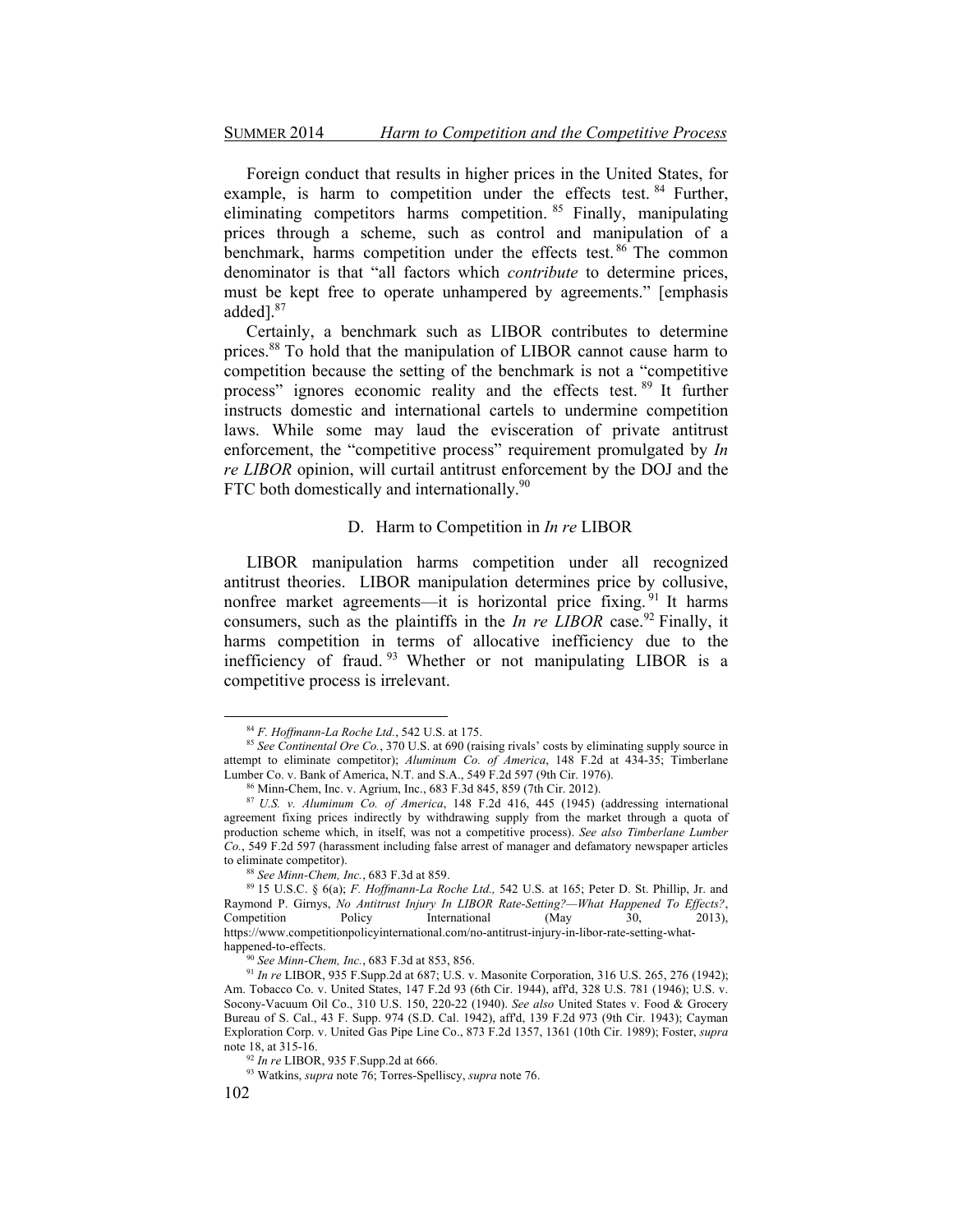Foreign conduct that results in higher prices in the United States, for example, is harm to competition under the effects test.[84] Further, eliminating competitors harms competition.[85] Finally, manipulating prices through a scheme, such as control and manipulation of a benchmark, harms competition under the effects test.[86] The common denominator is that "all factors which *contribute* to determine prices, must be kept free to operate unhampered by agreements." [emphasis added].[87]

Certainly, a benchmark such as LIBOR contributes to determine prices.[88] To hold that the manipulation of LIBOR cannot cause harm to competition because the setting of the benchmark is not a "competitive process" ignores economic reality and the effects test.[89] It further instructs domestic and international cartels to undermine competition laws. While some may laud the evisceration of private antitrust enforcement, the "competitive process" requirement promulgated by *In re LIBOR* opinion, will curtail antitrust enforcement by the DOJ and the FTC both domestically and internationally.[90]

### D. Harm to Competition in *In re* LIBOR

LIBOR manipulation harms competition under all recognized antitrust theories. LIBOR manipulation determines price by collusive, nonfree market agreements—it is horizontal price fixing.[91] It harms consumers, such as the plaintiffs in the *In re LIBOR* case.[92] Finally, it harms competition in terms of allocative inefficiency due to the inefficiency of fraud.[93] Whether or not manipulating LIBOR is a competitive process is irrelevant.

---

[84] *F. Hoffmann-La Roche Ltd.*, 542 U.S. at 175.

[85] *See Continental Ore Co.*, 370 U.S. at 690 (raising rivals' costs by eliminating supply source in attempt to eliminate competitor); *Aluminum Co. of America*, 148 F.2d at 434-35; Timberlane Lumber Co. v. Bank of America, N.T. and S.A., 549 F.2d 597 (9th Cir. 1976).

[86] Minn-Chem, Inc. v. Agrium, Inc., 683 F.3d 845, 859 (7th Cir. 2012).

[87] *U.S. v. Aluminum Co. of America*, 148 F.2d 416, 445 (1945) (addressing international agreement fixing prices indirectly by withdrawing supply from the market through a quota of production scheme which, in itself, was not a competitive process). *See also Timberlane Lumber Co.*, 549 F.2d 597 (harassment including false arrest of manager and defamatory newspaper articles to eliminate competitor).

[88] *See Minn-Chem, Inc.*, 683 F.3d at 859.

[89] 15 U.S.C. § 6(a); *F. Hoffmann-La Roche Ltd.,* 542 U.S. at 165; Peter D. St. Phillip, Jr. and Raymond P. Girnys, *No Antitrust Injury In LIBOR Rate-Setting?—What Happened To Effects?*, Competition Policy International (May 30, 2013), https://www.competitionpolicyinternational.com/no-antitrust-injury-in-libor-rate-setting-what-happened-to-effects.

[90] *See Minn-Chem, Inc.*, 683 F.3d at 853, 856.

[91] *In re* LIBOR, 935 F.Supp.2d at 687; U.S. v. Masonite Corporation, 316 U.S. 265, 276 (1942); Am. Tobacco Co. v. United States, 147 F.2d 93 (6th Cir. 1944), aff'd, 328 U.S. 781 (1946); U.S. v. Socony-Vacuum Oil Co., 310 U.S. 150, 220-22 (1940). *See also* United States v. Food & Grocery Bureau of S. Cal., 43 F. Supp. 974 (S.D. Cal. 1942), aff'd, 139 F.2d 973 (9th Cir. 1943); Cayman Exploration Corp. v. United Gas Pipe Line Co., 873 F.2d 1357, 1361 (10th Cir. 1989); Foster, *supra* note 18, at 315-16.

[92] *In re* LIBOR, 935 F.Supp.2d at 666.

[93] Watkins, *supra* note 76; Torres-Spelliscy, *supra* note 76.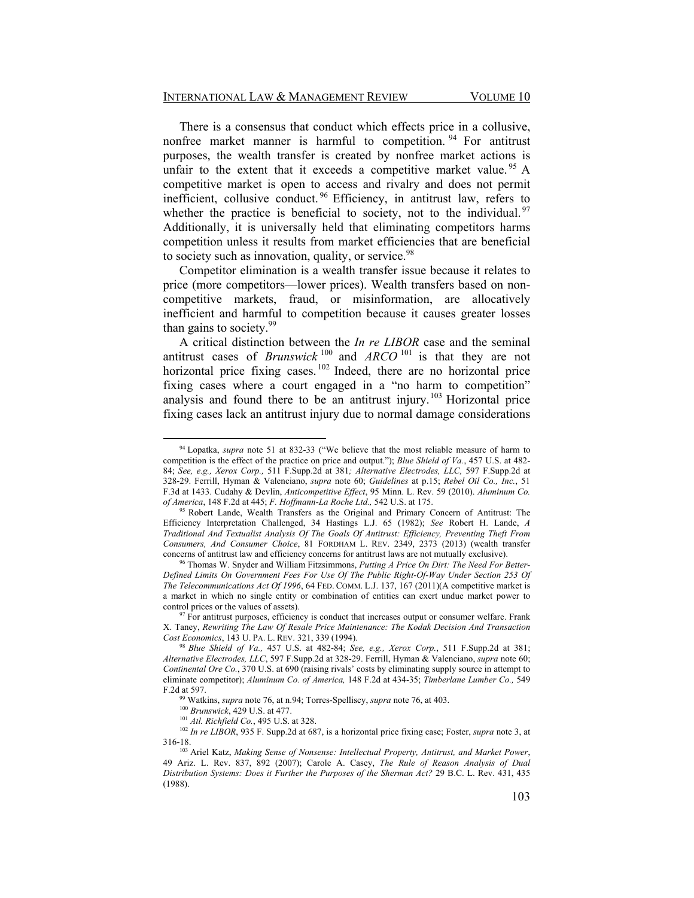There is a consensus that conduct which effects price in a collusive, nonfree market manner is harmful to competition.[94] For antitrust purposes, the wealth transfer is created by nonfree market actions is unfair to the extent that it exceeds a competitive market value.[95] A competitive market is open to access and rivalry and does not permit inefficient, collusive conduct.[96] Efficiency, in antitrust law, refers to whether the practice is beneficial to society, not to the individual.[97] Additionally, it is universally held that eliminating competitors harms competition unless it results from market efficiencies that are beneficial to society such as innovation, quality, or service.[98]

Competitor elimination is a wealth transfer issue because it relates to price (more competitors—lower prices). Wealth transfers based on non-competitive markets, fraud, or misinformation, are allocatively inefficient and harmful to competition because it causes greater losses than gains to society.[99]

A critical distinction between the *In re LIBOR* case and the seminal antitrust cases of *Brunswick*[100] and *ARCO*[101] is that they are not horizontal price fixing cases.[102] Indeed, there are no horizontal price fixing cases where a court engaged in a "no harm to competition" analysis and found there to be an antitrust injury.[103] Horizontal price fixing cases lack an antitrust injury due to normal damage considerations

---

[94] Lopatka, *supra* note 51 at 832-33 ("We believe that the most reliable measure of harm to competition is the effect of the practice on price and output."); *Blue Shield of Va.*, 457 U.S. at 482-84; *See, e.g., Xerox Corp.,* 511 F.Supp.2d at 381*; Alternative Electrodes, LLC,* 597 F.Supp.2d at 328-29. Ferrill, Hyman & Valenciano, *supra* note 60; *Guidelines* at p.15; *Rebel Oil Co., Inc.*, 51 F.3d at 1433. Cudahy & Devlin, *Anticompetitive Effect*, 95 Minn. L. Rev. 59 (2010). *Aluminum Co. of America*, 148 F.2d at 445; *F. Hoffmann-La Roche Ltd.,* 542 U.S. at 175.

[95] Robert Lande, Wealth Transfers as the Original and Primary Concern of Antitrust: The Efficiency Interpretation Challenged, 34 Hastings L.J. 65 (1982); *See* Robert H. Lande, *A Traditional And Textualist Analysis Of The Goals Of Antitrust: Efficiency, Preventing Theft From Consumers, And Consumer Choice*, 81 FORDHAM L. REV. 2349, 2373 (2013) (wealth transfer concerns of antitrust law and efficiency concerns for antitrust laws are not mutually exclusive).

[96] Thomas W. Snyder and William Fitzsimmons, *Putting A Price On Dirt: The Need For Better-Defined Limits On Government Fees For Use Of The Public Right-Of-Way Under Section 253 Of The Telecommunications Act Of 1996*, 64 FED. COMM. L.J. 137, 167 (2011)(A competitive market is a market in which no single entity or combination of entities can exert undue market power to control prices or the values of assets).

[97] For antitrust purposes, efficiency is conduct that increases output or consumer welfare. Frank X. Taney, *Rewriting The Law Of Resale Price Maintenance: The Kodak Decision And Transaction Cost Economics*, 143 U. PA. L. REV. 321, 339 (1994).

[98] *Blue Shield of Va.,* 457 U.S. at 482-84; *See, e.g., Xerox Corp.*, 511 F.Supp.2d at 381; *Alternative Electrodes, LLC*, 597 F.Supp.2d at 328-29. Ferrill, Hyman & Valenciano, *supra* note 60; *Continental Ore Co.*, 370 U.S. at 690 (raising rivals' costs by eliminating supply source in attempt to eliminate competitor); *Aluminum Co. of America,* 148 F.2d at 434-35; *Timberlane Lumber Co.,* 549 F.2d at 597.

[99] Watkins, *supra* note 76, at n.94; Torres-Spelliscy, *supra* note 76, at 403.

[100] *Brunswick*, 429 U.S. at 477.

[101] *Atl. Richfield Co.*, 495 U.S. at 328.

[102] *In re LIBOR*, 935 F. Supp.2d at 687, is a horizontal price fixing case; Foster, *supra* note 3, at 316-18.

[103] Ariel Katz, *Making Sense of Nonsense: Intellectual Property, Antitrust, and Market Power*, 49 Ariz. L. Rev. 837, 892 (2007); Carole A. Casey, *The Rule of Reason Analysis of Dual Distribution Systems: Does it Further the Purposes of the Sherman Act?* 29 B.C. L. Rev. 431, 435 (1988).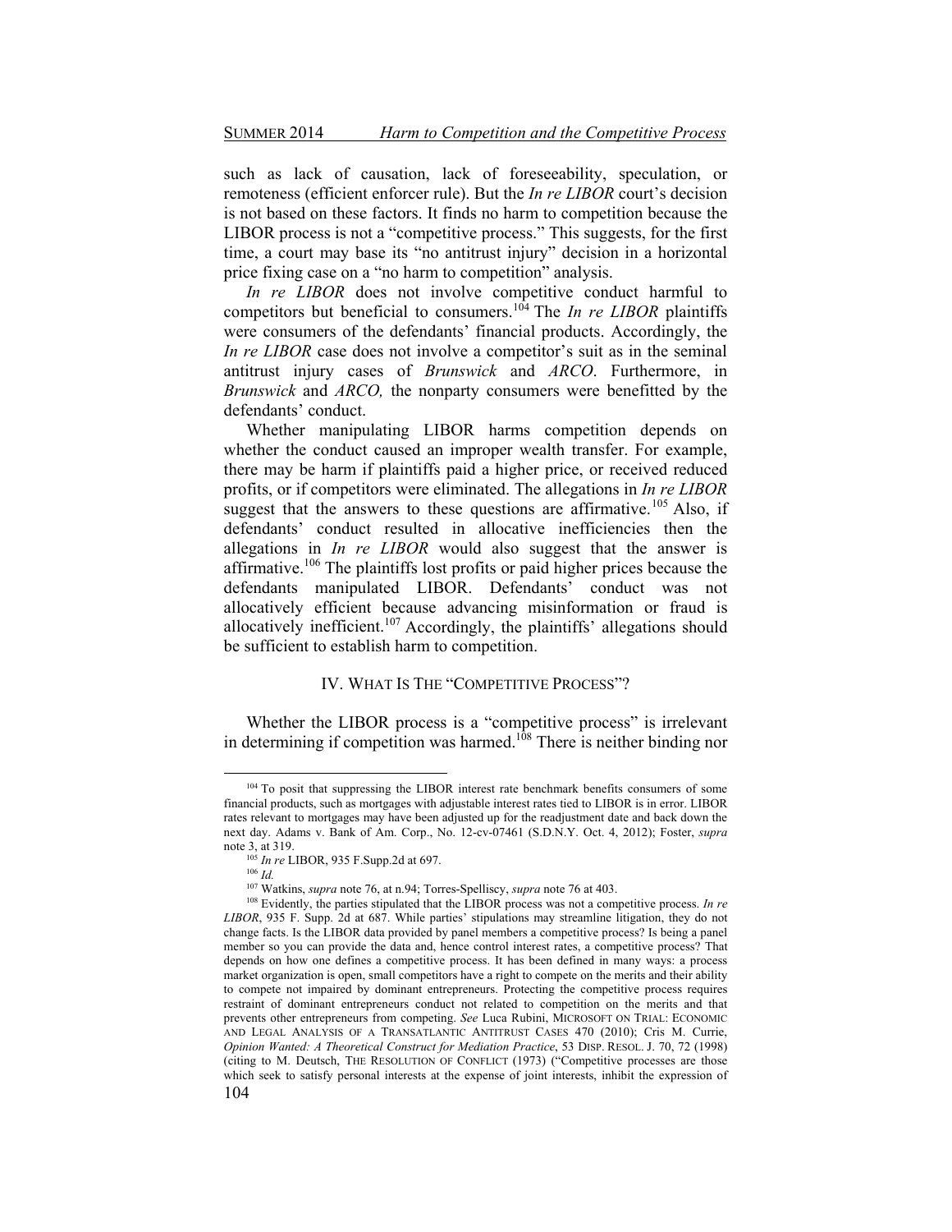such as lack of causation, lack of foreseeability, speculation, or remoteness (efficient enforcer rule). But the *In re LIBOR* court's decision is not based on these factors. It finds no harm to competition because the LIBOR process is not a "competitive process." This suggests, for the first time, a court may base its "no antitrust injury" decision in a horizontal price fixing case on a "no harm to competition" analysis.

*In re LIBOR* does not involve competitive conduct harmful to competitors but beneficial to consumers.[104] The *In re LIBOR* plaintiffs were consumers of the defendants' financial products. Accordingly, the *In re LIBOR* case does not involve a competitor's suit as in the seminal antitrust injury cases of *Brunswick* and *ARCO*. Furthermore, in *Brunswick* and *ARCO,* the nonparty consumers were benefitted by the defendants' conduct.

Whether manipulating LIBOR harms competition depends on whether the conduct caused an improper wealth transfer. For example, there may be harm if plaintiffs paid a higher price, or received reduced profits, or if competitors were eliminated. The allegations in *In re LIBOR* suggest that the answers to these questions are affirmative.[105] Also, if defendants' conduct resulted in allocative inefficiencies then the allegations in *In re LIBOR* would also suggest that the answer is affirmative.[106] The plaintiffs lost profits or paid higher prices because the defendants manipulated LIBOR. Defendants' conduct was not allocatively efficient because advancing misinformation or fraud is allocatively inefficient.[107] Accordingly, the plaintiffs' allegations should be sufficient to establish harm to competition.

## IV. WHAT IS THE "COMPETITIVE PROCESS"?

Whether the LIBOR process is a "competitive process" is irrelevant in determining if competition was harmed.[108] There is neither binding nor

---

[104] To posit that suppressing the LIBOR interest rate benchmark benefits consumers of some financial products, such as mortgages with adjustable interest rates tied to LIBOR is in error. LIBOR rates relevant to mortgages may have been adjusted up for the readjustment date and back down the next day. Adams v. Bank of Am. Corp., No. 12-cv-07461 (S.D.N.Y. Oct. 4, 2012); Foster, *supra* note 3, at 319.

[105] *In re* LIBOR, 935 F.Supp.2d at 697.

[106] *Id.*

[107] Watkins, *supra* note 76, at n.94; Torres-Spelliscy, *supra* note 76 at 403.

[108] Evidently, the parties stipulated that the LIBOR process was not a competitive process. *In re LIBOR*, 935 F. Supp. 2d at 687. While parties' stipulations may streamline litigation, they do not change facts. Is the LIBOR data provided by panel members a competitive process? Is being a panel member so you can provide the data and, hence control interest rates, a competitive process? That depends on how one defines a competitive process. It has been defined in many ways: a process market organization is open, small competitors have a right to compete on the merits and their ability to compete not impaired by dominant entrepreneurs. Protecting the competitive process requires restraint of dominant entrepreneurs conduct not related to competition on the merits and that prevents other entrepreneurs from competing. *See* Luca Rubini, MICROSOFT ON TRIAL: ECONOMIC AND LEGAL ANALYSIS OF A TRANSATLANTIC ANTITRUST CASES 470 (2010); Cris M. Currie, *Opinion Wanted: A Theoretical Construct for Mediation Practice*, 53 DISP. RESOL. J. 70, 72 (1998) (citing to M. Deutsch, THE RESOLUTION OF CONFLICT (1973) ("Competitive processes are those which seek to satisfy personal interests at the expense of joint interests, inhibit the expression of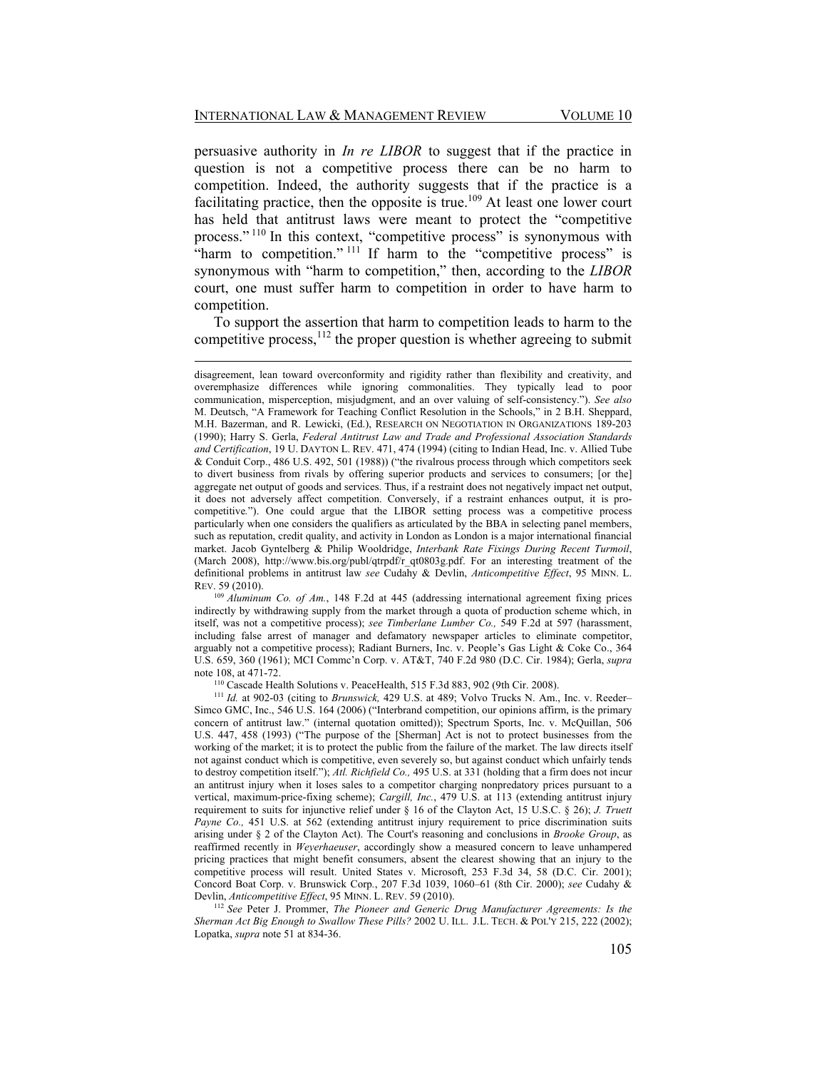persuasive authority in *In re LIBOR* to suggest that if the practice in question is not a competitive process there can be no harm to competition. Indeed, the authority suggests that if the practice is a facilitating practice, then the opposite is true.[109] At least one lower court has held that antitrust laws were meant to protect the "competitive process."[110] In this context, "competitive process" is synonymous with "harm to competition."[111] If harm to the "competitive process" is synonymous with "harm to competition," then, according to the *LIBOR* court, one must suffer harm to competition in order to have harm to competition.

To support the assertion that harm to competition leads to harm to the competitive process,[112] the proper question is whether agreeing to submit

---

disagreement, lean toward overconformity and rigidity rather than flexibility and creativity, and overemphasize differences while ignoring commonalities. They typically lead to poor communication, misperception, misjudgment, and an over valuing of self-consistency."). *See also* M. Deutsch, "A Framework for Teaching Conflict Resolution in the Schools," in 2 B.H. Sheppard, M.H. Bazerman, and R. Lewicki, (Ed.), RESEARCH ON NEGOTIATION IN ORGANIZATIONS 189-203 (1990); Harry S. Gerla, *Federal Antitrust Law and Trade and Professional Association Standards and Certification*, 19 U. DAYTON L. REV. 471, 474 (1994) (citing to Indian Head, Inc. v. Allied Tube & Conduit Corp., 486 U.S. 492, 501 (1988)) ("the rivalrous process through which competitors seek to divert business from rivals by offering superior products and services to consumers; [or the] aggregate net output of goods and services. Thus, if a restraint does not negatively impact net output, it does not adversely affect competition. Conversely, if a restraint enhances output, it is pro-competitive."). One could argue that the LIBOR setting process was a competitive process particularly when one considers the qualifiers as articulated by the BBA in selecting panel members, such as reputation, credit quality, and activity in London as London is a major international financial market. Jacob Gyntelberg & Philip Wooldridge, *Interbank Rate Fixings During Recent Turmoil*, (March 2008), http://www.bis.org/publ/qtrpdf/r_qt0803g.pdf. For an interesting treatment of the definitional problems in antitrust law *see* Cudahy & Devlin, *Anticompetitive Effect*, 95 MINN. L. REV. 59 (2010).

[109] *Aluminum Co. of Am.*, 148 F.2d at 445 (addressing international agreement fixing prices indirectly by withdrawing supply from the market through a quota of production scheme which, in itself, was not a competitive process); *see Timberlane Lumber Co.,* 549 F.2d at 597 (harassment, including false arrest of manager and defamatory newspaper articles to eliminate competitor, arguably not a competitive process); Radiant Burners, Inc. v. People's Gas Light & Coke Co., 364 U.S. 659, 360 (1961); MCI Commc'n Corp. v. AT&T, 740 F.2d 980 (D.C. Cir. 1984); Gerla, *supra* note 108, at 471-72.

[110] Cascade Health Solutions v. PeaceHealth, 515 F.3d 883, 902 (9th Cir. 2008).

[111] *Id.* at 902-03 (citing to *Brunswick,* 429 U.S. at 489; Volvo Trucks N. Am., Inc. v. Reeder–Simco GMC, Inc., 546 U.S. 164 (2006) ("Interbrand competition, our opinions affirm, is the primary concern of antitrust law." (internal quotation omitted)); Spectrum Sports, Inc. v. McQuillan, 506 U.S. 447, 458 (1993) ("The purpose of the [Sherman] Act is not to protect businesses from the working of the market; it is to protect the public from the failure of the market. The law directs itself not against conduct which is competitive, even severely so, but against conduct which unfairly tends to destroy competition itself."); *Atl. Richfield Co.,* 495 U.S. at 331 (holding that a firm does not incur an antitrust injury when it loses sales to a competitor charging nonpredatory prices pursuant to a vertical, maximum-price-fixing scheme); *Cargill, Inc.*, 479 U.S. at 113 (extending antitrust injury requirement to suits for injunctive relief under § 16 of the Clayton Act, 15 U.S.C. § 26); *J. Truett Payne Co.,* 451 U.S. at 562 (extending antitrust injury requirement to price discrimination suits arising under § 2 of the Clayton Act). The Court's reasoning and conclusions in *Brooke Group*, as reaffirmed recently in *Weyerhaeuser*, accordingly show a measured concern to leave unhampered pricing practices that might benefit consumers, absent the clearest showing that an injury to the competitive process will result. United States v. Microsoft, 253 F.3d 34, 58 (D.C. Cir. 2001); Concord Boat Corp. v. Brunswick Corp*.*, 207 F.3d 1039, 1060–61 (8th Cir. 2000); *see* Cudahy & Devlin, *Anticompetitive Effect*, 95 MINN. L. REV. 59 (2010).

[112] *See* Peter J. Prommer, *The Pioneer and Generic Drug Manufacturer Agreements: Is the Sherman Act Big Enough to Swallow These Pills?* 2002 U. ILL. J.L. TECH. & POL'Y 215, 222 (2002); Lopatka, *supra* note 51 at 834-36.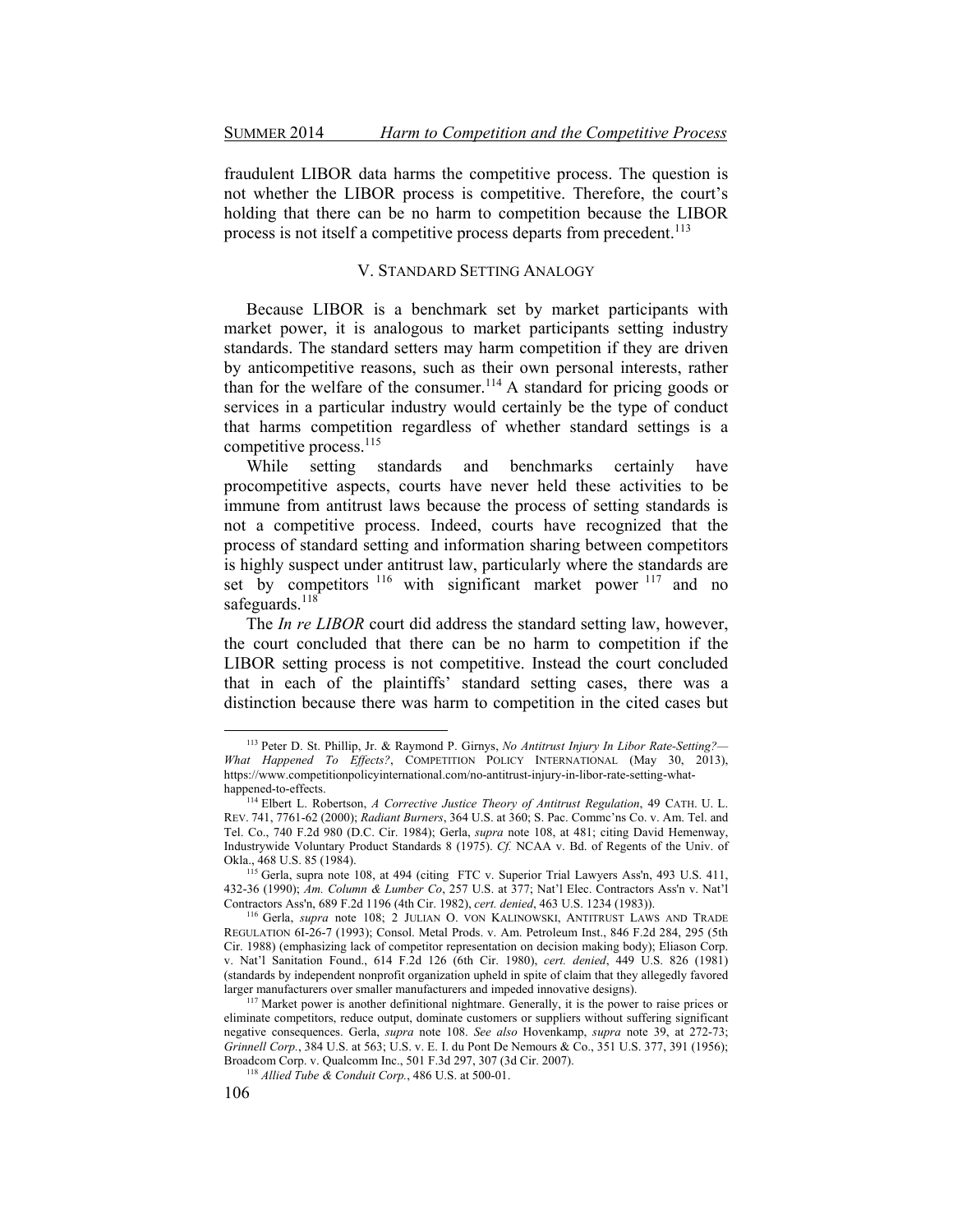fraudulent LIBOR data harms the competitive process. The question is not whether the LIBOR process is competitive. Therefore, the court's holding that there can be no harm to competition because the LIBOR process is not itself a competitive process departs from precedent.[113]

## V. STANDARD SETTING ANALOGY

Because LIBOR is a benchmark set by market participants with market power, it is analogous to market participants setting industry standards. The standard setters may harm competition if they are driven by anticompetitive reasons, such as their own personal interests, rather than for the welfare of the consumer.[114] A standard for pricing goods or services in a particular industry would certainly be the type of conduct that harms competition regardless of whether standard settings is a competitive process.[115]

While setting standards and benchmarks certainly have procompetitive aspects, courts have never held these activities to be immune from antitrust laws because the process of setting standards is not a competitive process. Indeed, courts have recognized that the process of standard setting and information sharing between competitors is highly suspect under antitrust law, particularly where the standards are set by competitors [116] with significant market power [117] and no safeguards.[118]

The *In re LIBOR* court did address the standard setting law, however, the court concluded that there can be no harm to competition if the LIBOR setting process is not competitive. Instead the court concluded that in each of the plaintiffs' standard setting cases, there was a distinction because there was harm to competition in the cited cases but

---

[113] Peter D. St. Phillip, Jr. & Raymond P. Girnys, *No Antitrust Injury In Libor Rate-Setting?—What Happened To Effects?*, COMPETITION POLICY INTERNATIONAL (May 30, 2013), https://www.competitionpolicyinternational.com/no-antitrust-injury-in-libor-rate-setting-what-happened-to-effects.

[114] Elbert L. Robertson, *A Corrective Justice Theory of Antitrust Regulation*, 49 CATH. U. L. REV. 741, 7761-62 (2000); *Radiant Burners*, 364 U.S. at 360; S. Pac. Commc'ns Co. v. Am. Tel. and Tel. Co., 740 F.2d 980 (D.C. Cir. 1984); Gerla, *supra* note 108, at 481; citing David Hemenway, Industrywide Voluntary Product Standards 8 (1975). *Cf.* NCAA v. Bd. of Regents of the Univ. of Okla., 468 U.S. 85 (1984).

[115] Gerla, supra note 108, at 494 (citing FTC v. Superior Trial Lawyers Ass'n, 493 U.S. 411, 432-36 (1990); *Am. Column & Lumber Co*, 257 U.S. at 377; Nat'l Elec. Contractors Ass'n v. Nat'l Contractors Ass'n, 689 F.2d 1196 (4th Cir. 1982), *cert. denied*, 463 U.S. 1234 (1983)).

[116] Gerla, *supra* note 108; 2 JULIAN O. VON KALINOWSKI, ANTITRUST LAWS AND TRADE REGULATION 6I-26-7 (1993); Consol. Metal Prods. v. Am. Petroleum Inst., 846 F.2d 284, 295 (5th Cir. 1988) (emphasizing lack of competitor representation on decision making body); Eliason Corp. v. Nat'l Sanitation Found., 614 F.2d 126 (6th Cir. 1980), *cert. denied*, 449 U.S. 826 (1981) (standards by independent nonprofit organization upheld in spite of claim that they allegedly favored larger manufacturers over smaller manufacturers and impeded innovative designs).

[117] Market power is another definitional nightmare. Generally, it is the power to raise prices or eliminate competitors, reduce output, dominate customers or suppliers without suffering significant negative consequences. Gerla, *supra* note 108. *See also* Hovenkamp, *supra* note 39, at 272-73; *Grinnell Corp.*, 384 U.S. at 563; U.S. v. E. I. du Pont De Nemours & Co., 351 U.S. 377, 391 (1956); Broadcom Corp. v. Qualcomm Inc., 501 F.3d 297, 307 (3d Cir. 2007).

[118] *Allied Tube & Conduit Corp.*, 486 U.S. at 500-01.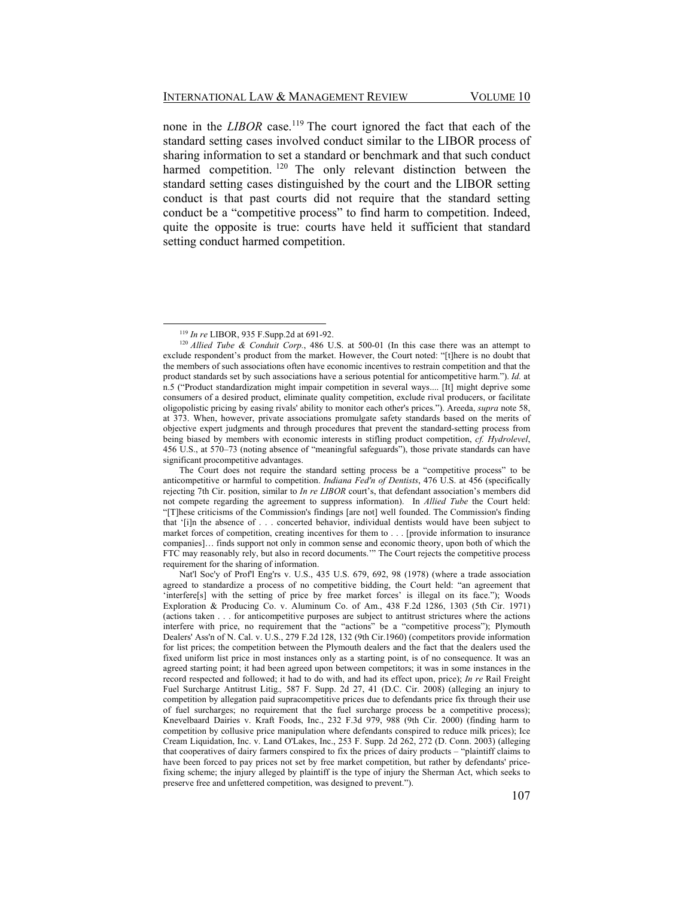none in the *LIBOR* case.[119] The court ignored the fact that each of the standard setting cases involved conduct similar to the LIBOR process of sharing information to set a standard or benchmark and that such conduct harmed competition.[120] The only relevant distinction between the standard setting cases distinguished by the court and the LIBOR setting conduct is that past courts did not require that the standard setting conduct be a "competitive process" to find harm to competition. Indeed, quite the opposite is true: courts have held it sufficient that standard setting conduct harmed competition.

---

[119] *In re* LIBOR, 935 F.Supp.2d at 691-92.

[120] *Allied Tube & Conduit Corp.*, 486 U.S. at 500-01 (In this case there was an attempt to exclude respondent's product from the market. However, the Court noted: "[t]here is no doubt that the members of such associations often have economic incentives to restrain competition and that the product standards set by such associations have a serious potential for anticompetitive harm."). *Id.* at n.5 ("Product standardization might impair competition in several ways.... [It] might deprive some consumers of a desired product, eliminate quality competition, exclude rival producers, or facilitate oligopolistic pricing by easing rivals' ability to monitor each other's prices."). Areeda, *supra* note 58, at 373. When, however, private associations promulgate safety standards based on the merits of objective expert judgments and through procedures that prevent the standard-setting process from being biased by members with economic interests in stifling product competition, *cf. Hydrolevel*, 456 U.S., at 570–73 (noting absence of "meaningful safeguards"), those private standards can have significant procompetitive advantages.

The Court does not require the standard setting process be a "competitive process" to be anticompetitive or harmful to competition. *Indiana Fed'n of Dentists*, 476 U.S. at 456 (specifically rejecting 7th Cir. position, similar to *In re LIBOR* court's, that defendant association's members did not compete regarding the agreement to suppress information). In *Allied Tube* the Court held: "[T]hese criticisms of the Commission's findings [are not] well founded. The Commission's finding that '[i]n the absence of . . . concerted behavior, individual dentists would have been subject to market forces of competition, creating incentives for them to . . . [provide information to insurance companies]… finds support not only in common sense and economic theory, upon both of which the FTC may reasonably rely, but also in record documents.'" The Court rejects the competitive process requirement for the sharing of information.

Nat'l Soc'y of Prof'l Eng'rs v. U.S., 435 U.S. 679, 692, 98 (1978) (where a trade association agreed to standardize a process of no competitive bidding, the Court held: "an agreement that 'interfere[s] with the setting of price by free market forces' is illegal on its face."); Woods Exploration & Producing Co. v. Aluminum Co. of Am., 438 F.2d 1286, 1303 (5th Cir. 1971) (actions taken . . . for anticompetitive purposes are subject to antitrust strictures where the actions interfere with price, no requirement that the "actions" be a "competitive process"); Plymouth Dealers' Ass'n of N. Cal. v. U.S., 279 F.2d 128, 132 (9th Cir.1960) (competitors provide information for list prices; the competition between the Plymouth dealers and the fact that the dealers used the fixed uniform list price in most instances only as a starting point, is of no consequence. It was an agreed starting point; it had been agreed upon between competitors; it was in some instances in the record respected and followed; it had to do with, and had its effect upon, price); *In re* Rail Freight Fuel Surcharge Antitrust Litig*.,* 587 F. Supp. 2d 27, 41 (D.C. Cir. 2008) (alleging an injury to competition by allegation paid supracompetitive prices due to defendants price fix through their use of fuel surcharges; no requirement that the fuel surcharge process be a competitive process); Knevelbaard Dairies v. Kraft Foods, Inc., 232 F.3d 979, 988 (9th Cir. 2000) (finding harm to competition by collusive price manipulation where defendants conspired to reduce milk prices); Ice Cream Liquidation, Inc. v. Land O'Lakes, Inc., 253 F. Supp. 2d 262, 272 (D. Conn. 2003) (alleging that cooperatives of dairy farmers conspired to fix the prices of dairy products – "plaintiff claims to have been forced to pay prices not set by free market competition, but rather by defendants' price-fixing scheme; the injury alleged by plaintiff is the type of injury the Sherman Act, which seeks to preserve free and unfettered competition, was designed to prevent.").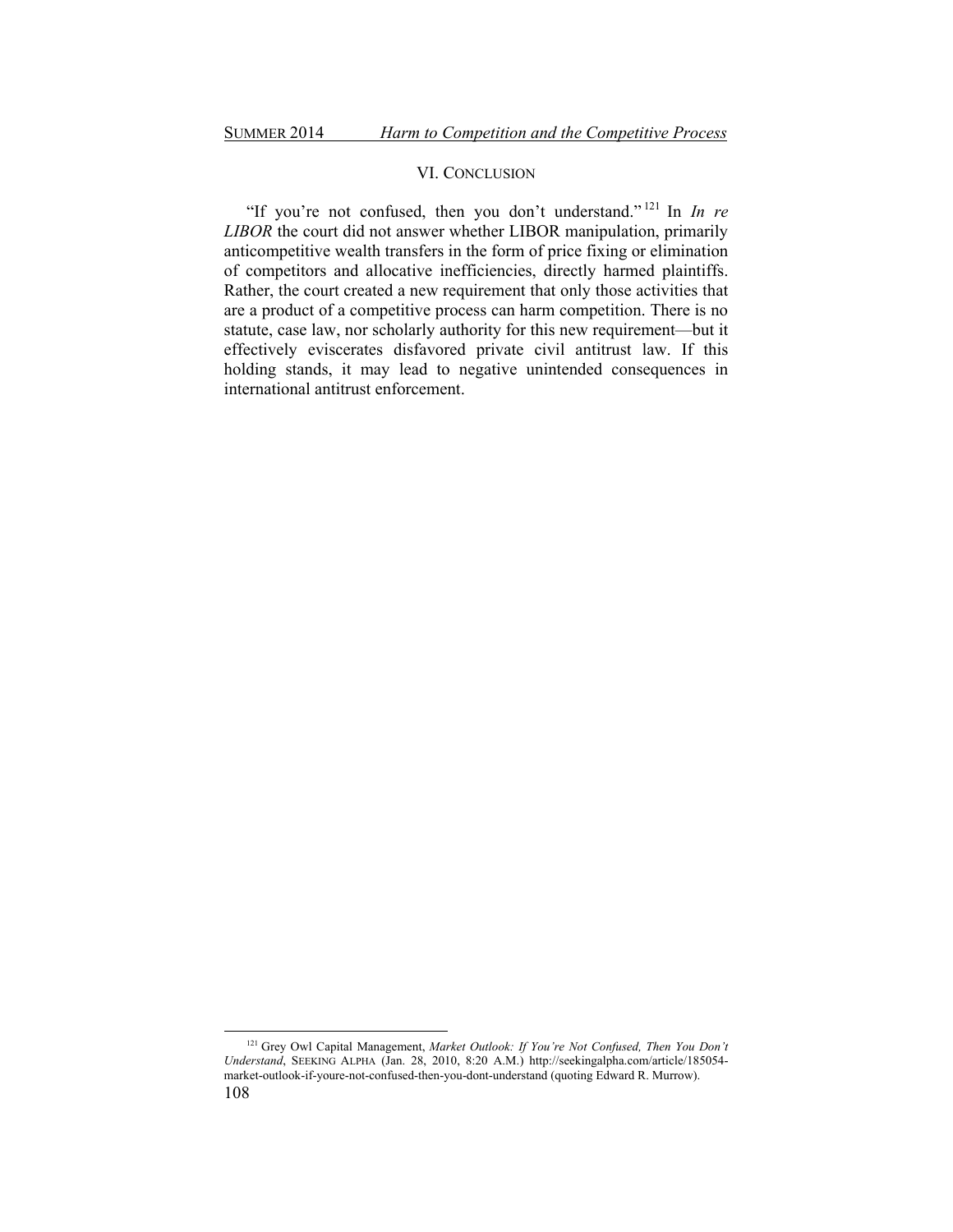## VI. CONCLUSION

"If you're not confused, then you don't understand."[121] In *In re LIBOR* the court did not answer whether LIBOR manipulation, primarily anticompetitive wealth transfers in the form of price fixing or elimination of competitors and allocative inefficiencies, directly harmed plaintiffs. Rather, the court created a new requirement that only those activities that are a product of a competitive process can harm competition. There is no statute, case law, nor scholarly authority for this new requirement—but it effectively eviscerates disfavored private civil antitrust law. If this holding stands, it may lead to negative unintended consequences in international antitrust enforcement.

---

[121] Grey Owl Capital Management, *Market Outlook: If You're Not Confused, Then You Don't Understand*, SEEKING ALPHA (Jan. 28, 2010, 8:20 A.M.) http://seekingalpha.com/article/185054-market-outlook-if-youre-not-confused-then-you-dont-understand (quoting Edward R. Murrow).